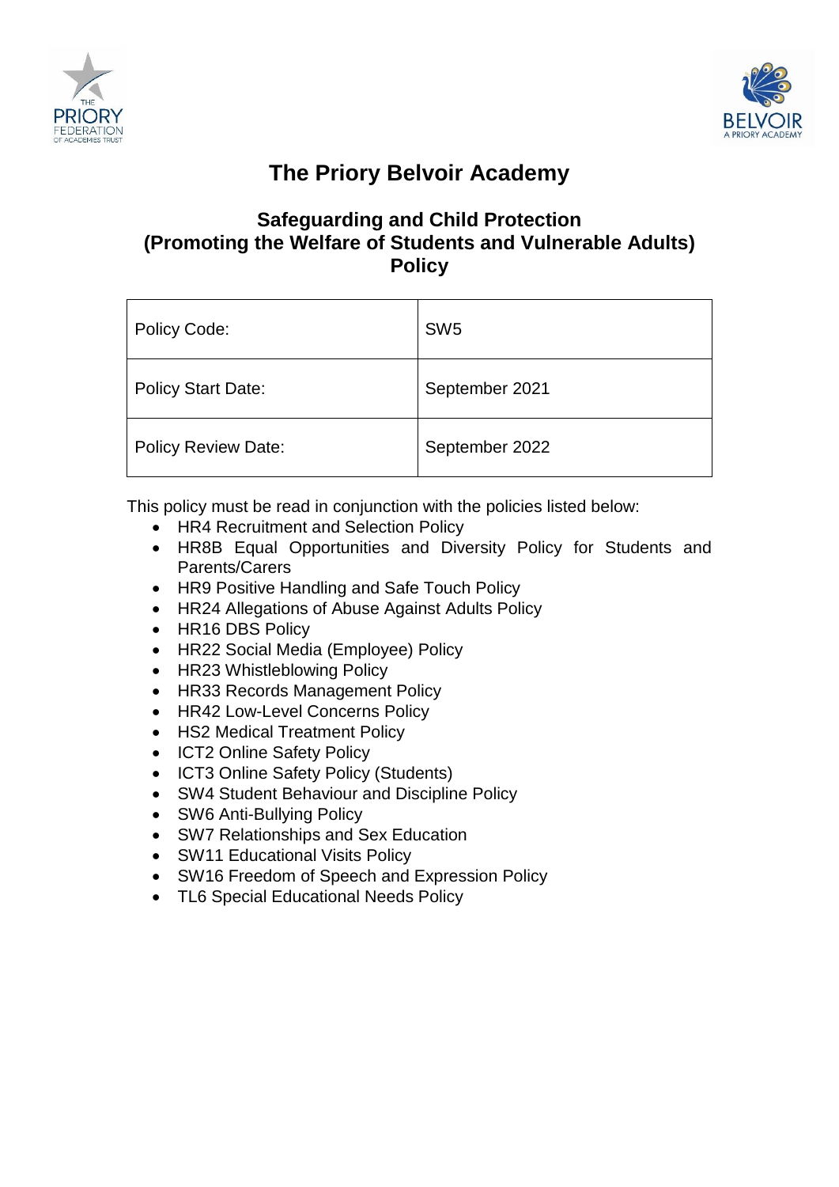# The Priory Belvoir Academy

## Safeguarding and Child Protection (Promoting the Welfare of Students and Vulnerable Adults) Policy

| Policy Code: | SW5 |
|---|---|
| Policy Start Date: | September 2021 |
| Policy Review Date: | September 2022 |

This policy must be read in conjunction with the policies listed below:

- HR4 Recruitment and Selection Policy
- HR8B Equal Opportunities and Diversity Policy for Students and Parents/Carers
- HR9 Positive Handling and Safe Touch Policy
- HR24 Allegations of Abuse Against Adults Policy
- HR16 DBS Policy
- HR22 Social Media (Employee) Policy
- HR23 Whistleblowing Policy
- HR33 Records Management Policy
- HR42 Low-Level Concerns Policy
- HS2 Medical Treatment Policy
- ICT2 Online Safety Policy
- ICT3 Online Safety Policy (Students)
- SW4 Student Behaviour and Discipline Policy
- SW6 Anti-Bullying Policy
- SW7 Relationships and Sex Education
- SW11 Educational Visits Policy
- SW16 Freedom of Speech and Expression Policy
- TL6 Special Educational Needs Policy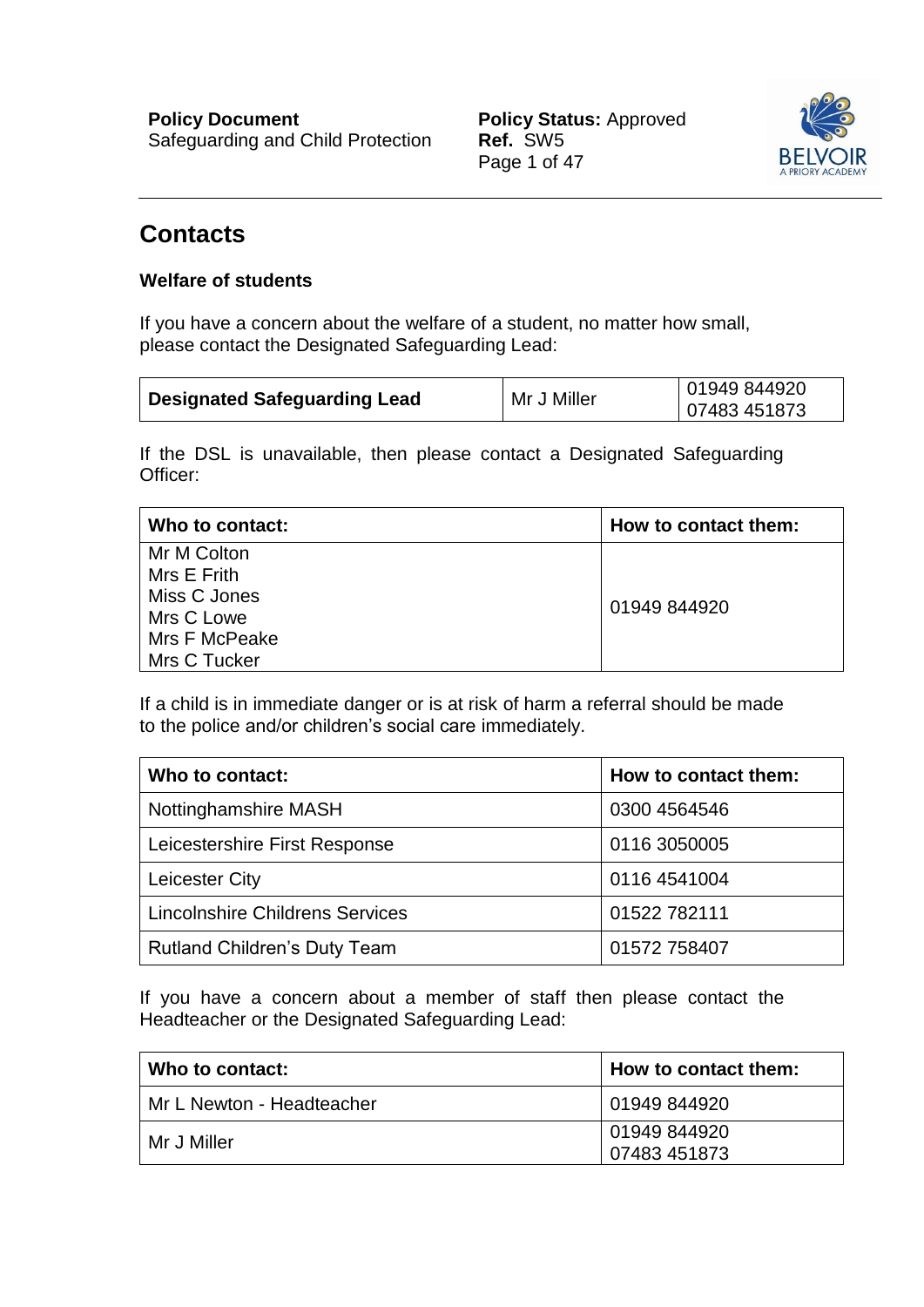# Contacts

### Welfare of students

If you have a concern about the welfare of a student, no matter how small, please contact the Designated Safeguarding Lead:

| **Designated Safeguarding Lead** | Mr J Miller | 01949 844920<br>07483 451873 |
|---|---|---|

If the DSL is unavailable, then please contact a Designated Safeguarding Officer:

| **Who to contact:** | **How to contact them:** |
|---|---|
| Mr M Colton<br>Mrs E Frith<br>Miss C Jones<br>Mrs C Lowe<br>Mrs F McPeake<br>Mrs C Tucker | 01949 844920 |

If a child is in immediate danger or is at risk of harm a referral should be made to the police and/or children's social care immediately.

| **Who to contact:** | **How to contact them:** |
|---|---|
| Nottinghamshire MASH | 0300 4564546 |
| Leicestershire First Response | 0116 3050005 |
| Leicester City | 0116 4541004 |
| Lincolnshire Childrens Services | 01522 782111 |
| Rutland Children's Duty Team | 01572 758407 |

If you have a concern about a member of staff then please contact the Headteacher or the Designated Safeguarding Lead:

| **Who to contact:** | **How to contact them:** |
|---|---|
| Mr L Newton - Headteacher | 01949 844920 |
| Mr J Miller | 01949 844920<br>07483 451873 |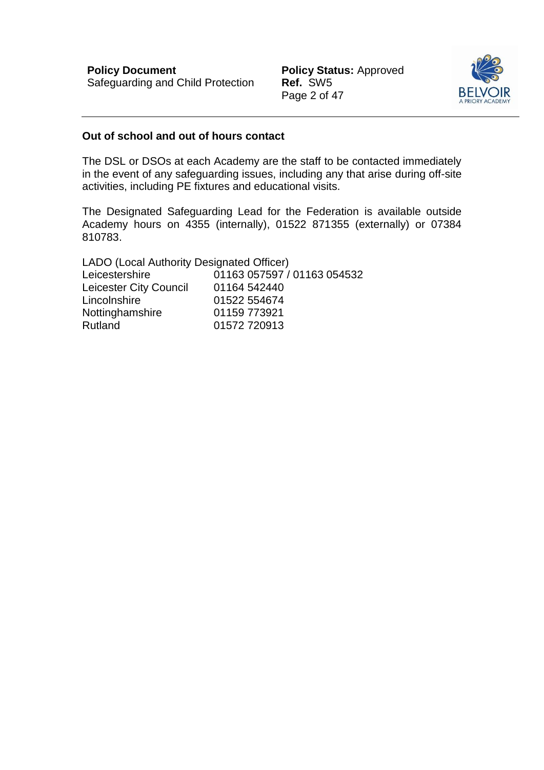**Out of school and out of hours contact**

The DSL or DSOs at each Academy are the staff to be contacted immediately in the event of any safeguarding issues, including any that arise during off-site activities, including PE fixtures and educational visits.

The Designated Safeguarding Lead for the Federation is available outside Academy hours on 4355 (internally), 01522 871355 (externally) or 07384 810783.

LADO (Local Authority Designated Officer)

| | |
|---|---|
| Leicestershire | 01163 057597 / 01163 054532 |
| Leicester City Council | 01164 542440 |
| Lincolnshire | 01522 554674 |
| Nottinghamshire | 01159 773921 |
| Rutland | 01572 720913 |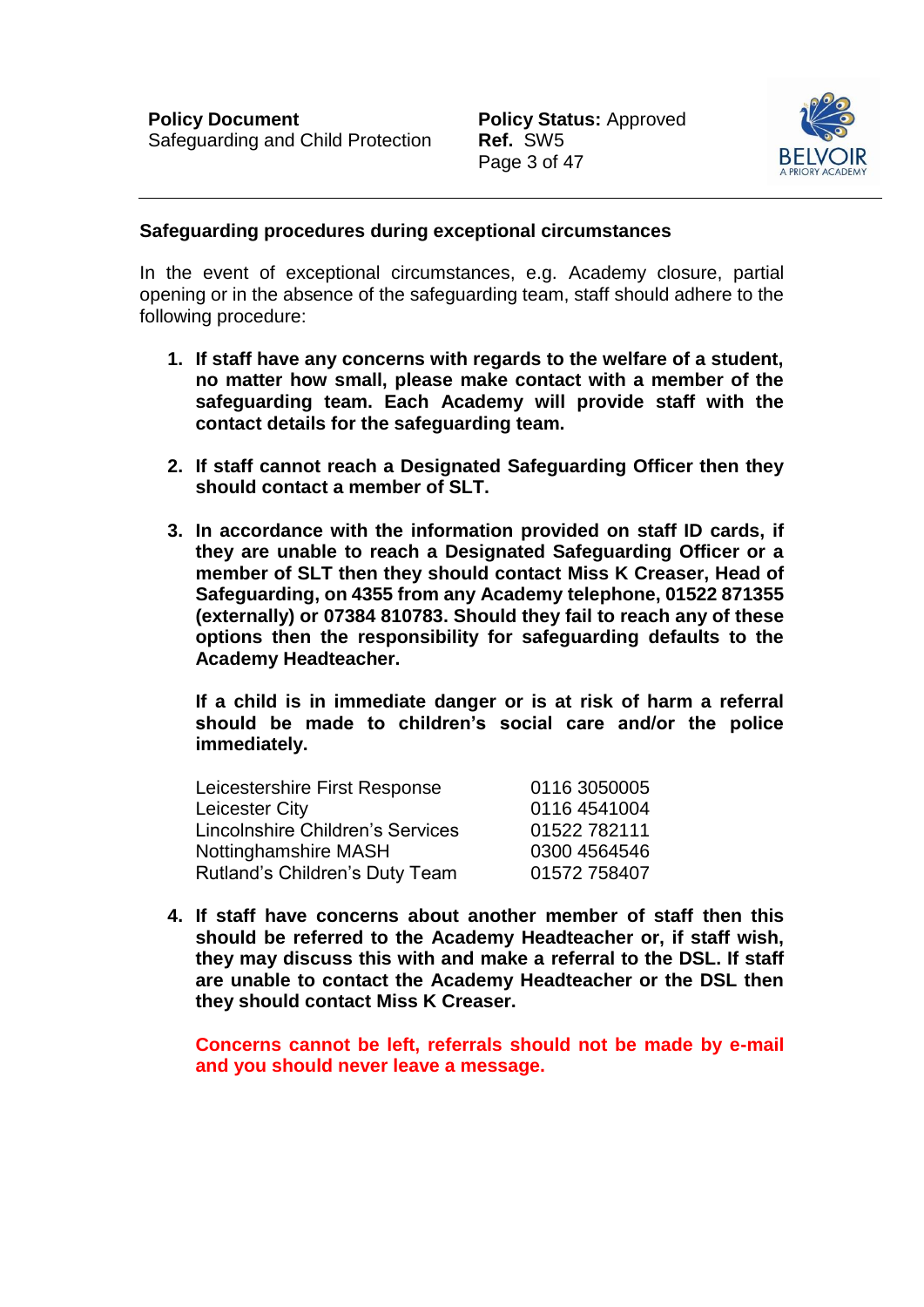## Safeguarding procedures during exceptional circumstances

In the event of exceptional circumstances, e.g. Academy closure, partial opening or in the absence of the safeguarding team, staff should adhere to the following procedure:

1. **If staff have any concerns with regards to the welfare of a student, no matter how small, please make contact with a member of the safeguarding team. Each Academy will provide staff with the contact details for the safeguarding team.**

2. **If staff cannot reach a Designated Safeguarding Officer then they should contact a member of SLT.**

3. **In accordance with the information provided on staff ID cards, if they are unable to reach a Designated Safeguarding Officer or a member of SLT then they should contact Miss K Creaser, Head of Safeguarding, on 4355 from any Academy telephone, 01522 871355 (externally) or 07384 810783. Should they fail to reach any of these options then the responsibility for safeguarding defaults to the Academy Headteacher.**

   **If a child is in immediate danger or is at risk of harm a referral should be made to children's social care and/or the police immediately.**

   | | |
   |---|---|
   | Leicestershire First Response | 0116 3050005 |
   | Leicester City | 0116 4541004 |
   | Lincolnshire Children's Services | 01522 782111 |
   | Nottinghamshire MASH | 0300 4564546 |
   | Rutland's Children's Duty Team | 01572 758407 |

4. **If staff have concerns about another member of staff then this should be referred to the Academy Headteacher or, if staff wish, they may discuss this with and make a referral to the DSL. If staff are unable to contact the Academy Headteacher or the DSL then they should contact Miss K Creaser.**

   **Concerns cannot be left, referrals should not be made by e-mail and you should never leave a message.**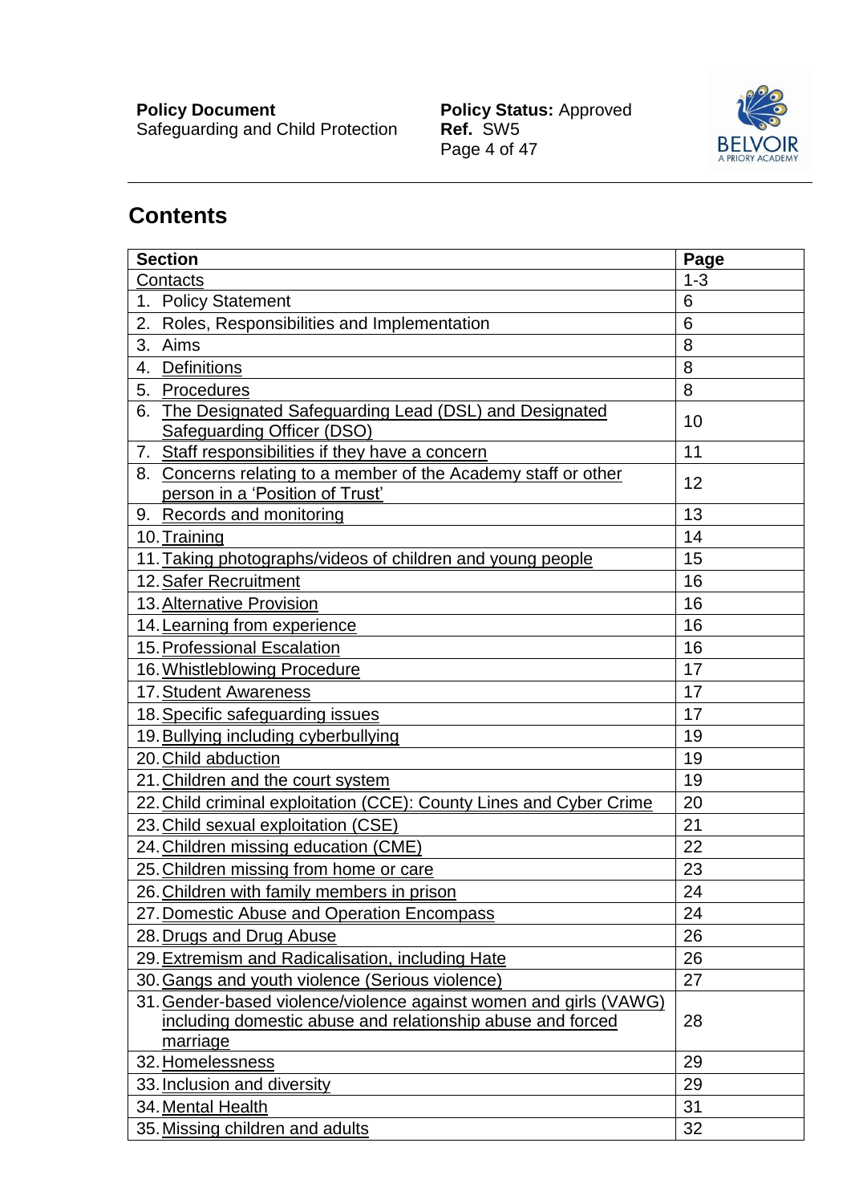# Contents

| Section | Page |
|---|---|
| Contacts | 1-3 |
| 1. Policy Statement | 6 |
| 2. Roles, Responsibilities and Implementation | 6 |
| 3. Aims | 8 |
| 4. Definitions | 8 |
| 5. Procedures | 8 |
| 6. The Designated Safeguarding Lead (DSL) and Designated Safeguarding Officer (DSO) | 10 |
| 7. Staff responsibilities if they have a concern | 11 |
| 8. Concerns relating to a member of the Academy staff or other person in a 'Position of Trust' | 12 |
| 9. Records and monitoring | 13 |
| 10. Training | 14 |
| 11. Taking photographs/videos of children and young people | 15 |
| 12. Safer Recruitment | 16 |
| 13. Alternative Provision | 16 |
| 14. Learning from experience | 16 |
| 15. Professional Escalation | 16 |
| 16. Whistleblowing Procedure | 17 |
| 17. Student Awareness | 17 |
| 18. Specific safeguarding issues | 17 |
| 19. Bullying including cyberbullying | 19 |
| 20. Child abduction | 19 |
| 21. Children and the court system | 19 |
| 22. Child criminal exploitation (CCE): County Lines and Cyber Crime | 20 |
| 23. Child sexual exploitation (CSE) | 21 |
| 24. Children missing education (CME) | 22 |
| 25. Children missing from home or care | 23 |
| 26. Children with family members in prison | 24 |
| 27. Domestic Abuse and Operation Encompass | 24 |
| 28. Drugs and Drug Abuse | 26 |
| 29. Extremism and Radicalisation, including Hate | 26 |
| 30. Gangs and youth violence (Serious violence) | 27 |
| 31. Gender-based violence/violence against women and girls (VAWG) including domestic abuse and relationship abuse and forced marriage | 28 |
| 32. Homelessness | 29 |
| 33. Inclusion and diversity | 29 |
| 34. Mental Health | 31 |
| 35. Missing children and adults | 32 |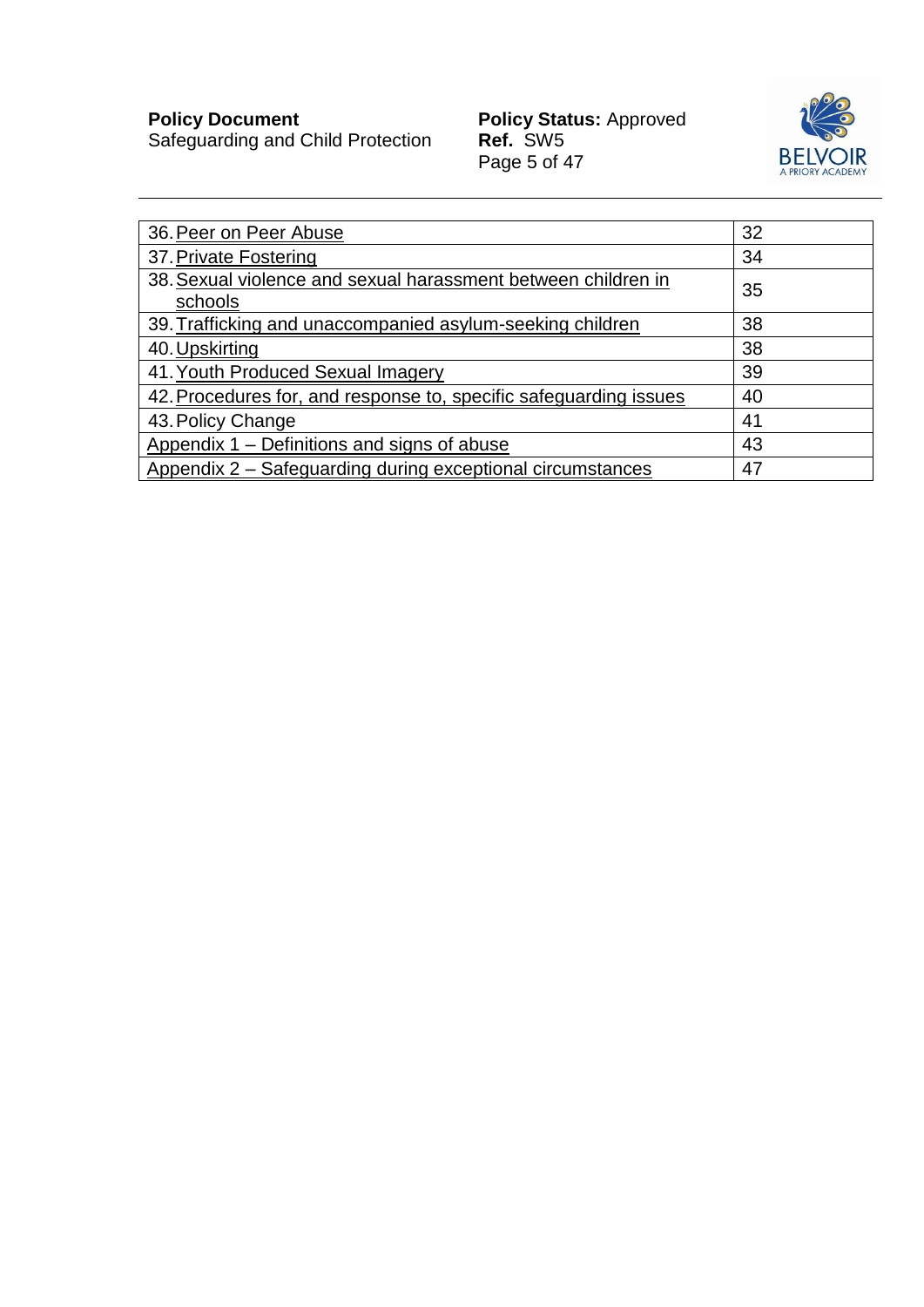| | |
|---|---|
| 36. Peer on Peer Abuse | 32 |
| 37. Private Fostering | 34 |
| 38. Sexual violence and sexual harassment between children in schools | 35 |
| 39. Trafficking and unaccompanied asylum-seeking children | 38 |
| 40. Upskirting | 38 |
| 41. Youth Produced Sexual Imagery | 39 |
| 42. Procedures for, and response to, specific safeguarding issues | 40 |
| 43. Policy Change | 41 |
| Appendix 1 – Definitions and signs of abuse | 43 |
| Appendix 2 – Safeguarding during exceptional circumstances | 47 |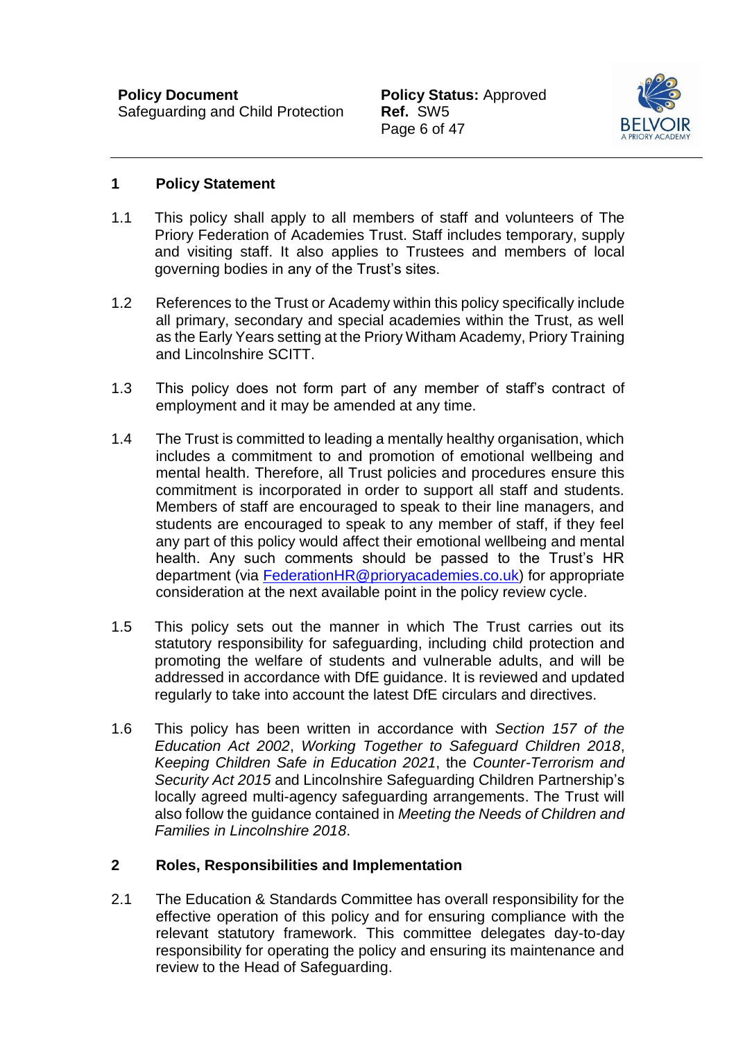## 1 Policy Statement

1.1 This policy shall apply to all members of staff and volunteers of The Priory Federation of Academies Trust. Staff includes temporary, supply and visiting staff. It also applies to Trustees and members of local governing bodies in any of the Trust's sites.

1.2 References to the Trust or Academy within this policy specifically include all primary, secondary and special academies within the Trust, as well as the Early Years setting at the Priory Witham Academy, Priory Training and Lincolnshire SCITT.

1.3 This policy does not form part of any member of staff's contract of employment and it may be amended at any time.

1.4 The Trust is committed to leading a mentally healthy organisation, which includes a commitment to and promotion of emotional wellbeing and mental health. Therefore, all Trust policies and procedures ensure this commitment is incorporated in order to support all staff and students. Members of staff are encouraged to speak to their line managers, and students are encouraged to speak to any member of staff, if they feel any part of this policy would affect their emotional wellbeing and mental health. Any such comments should be passed to the Trust's HR department (via FederationHR@prioryacademies.co.uk) for appropriate consideration at the next available point in the policy review cycle.

1.5 This policy sets out the manner in which The Trust carries out its statutory responsibility for safeguarding, including child protection and promoting the welfare of students and vulnerable adults, and will be addressed in accordance with DfE guidance. It is reviewed and updated regularly to take into account the latest DfE circulars and directives.

1.6 This policy has been written in accordance with *Section 157 of the Education Act 2002*, *Working Together to Safeguard Children 2018*, *Keeping Children Safe in Education 2021*, the *Counter-Terrorism and Security Act 2015* and Lincolnshire Safeguarding Children Partnership's locally agreed multi-agency safeguarding arrangements. The Trust will also follow the guidance contained in *Meeting the Needs of Children and Families in Lincolnshire 2018*.

## 2 Roles, Responsibilities and Implementation

2.1 The Education & Standards Committee has overall responsibility for the effective operation of this policy and for ensuring compliance with the relevant statutory framework. This committee delegates day-to-day responsibility for operating the policy and ensuring its maintenance and review to the Head of Safeguarding.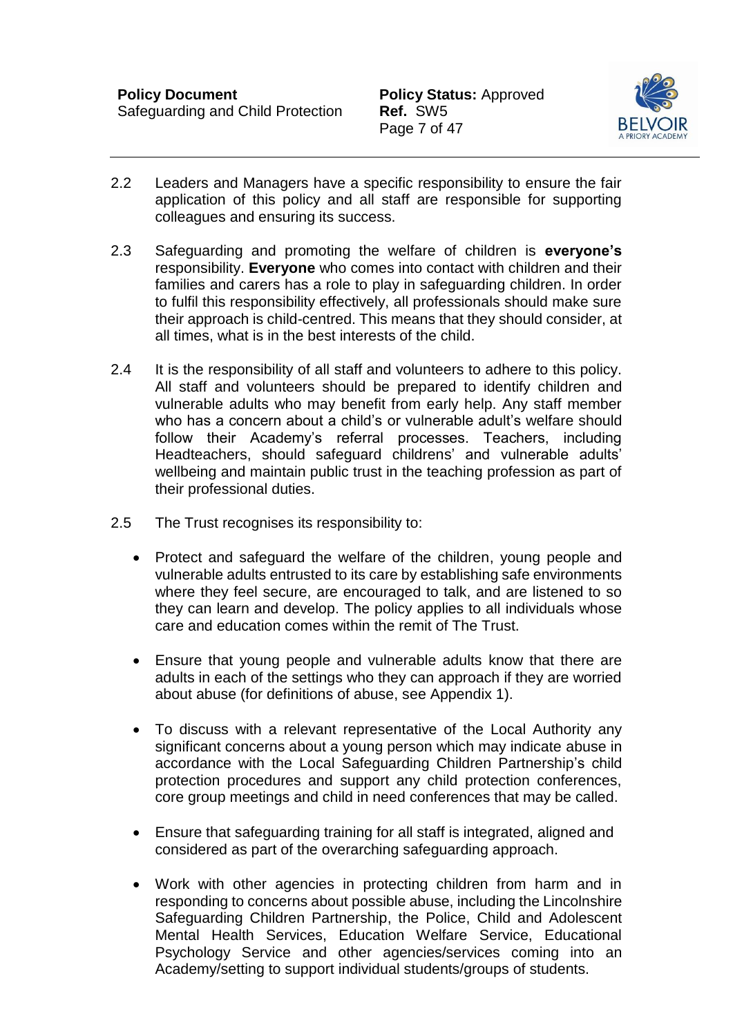2.2 Leaders and Managers have a specific responsibility to ensure the fair application of this policy and all staff are responsible for supporting colleagues and ensuring its success.

2.3 Safeguarding and promoting the welfare of children is **everyone's** responsibility. **Everyone** who comes into contact with children and their families and carers has a role to play in safeguarding children. In order to fulfil this responsibility effectively, all professionals should make sure their approach is child-centred. This means that they should consider, at all times, what is in the best interests of the child.

2.4 It is the responsibility of all staff and volunteers to adhere to this policy. All staff and volunteers should be prepared to identify children and vulnerable adults who may benefit from early help. Any staff member who has a concern about a child's or vulnerable adult's welfare should follow their Academy's referral processes. Teachers, including Headteachers, should safeguard childrens' and vulnerable adults' wellbeing and maintain public trust in the teaching profession as part of their professional duties.

2.5 The Trust recognises its responsibility to:

- Protect and safeguard the welfare of the children, young people and vulnerable adults entrusted to its care by establishing safe environments where they feel secure, are encouraged to talk, and are listened to so they can learn and develop. The policy applies to all individuals whose care and education comes within the remit of The Trust.
- Ensure that young people and vulnerable adults know that there are adults in each of the settings who they can approach if they are worried about abuse (for definitions of abuse, see Appendix 1).
- To discuss with a relevant representative of the Local Authority any significant concerns about a young person which may indicate abuse in accordance with the Local Safeguarding Children Partnership's child protection procedures and support any child protection conferences, core group meetings and child in need conferences that may be called.
- Ensure that safeguarding training for all staff is integrated, aligned and considered as part of the overarching safeguarding approach.
- Work with other agencies in protecting children from harm and in responding to concerns about possible abuse, including the Lincolnshire Safeguarding Children Partnership, the Police, Child and Adolescent Mental Health Services, Education Welfare Service, Educational Psychology Service and other agencies/services coming into an Academy/setting to support individual students/groups of students.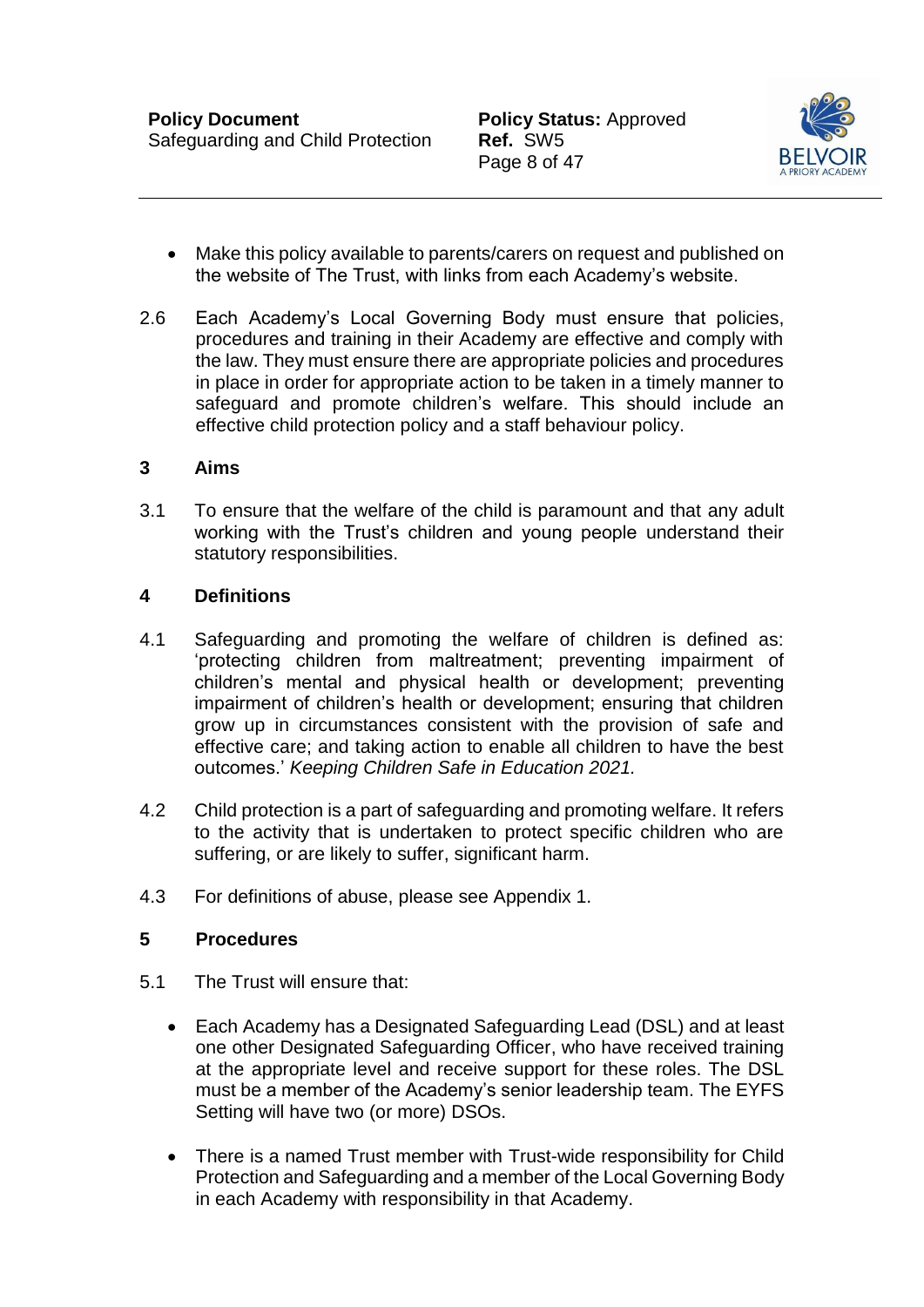- Make this policy available to parents/carers on request and published on the website of The Trust, with links from each Academy's website.

2.6 Each Academy's Local Governing Body must ensure that policies, procedures and training in their Academy are effective and comply with the law. They must ensure there are appropriate policies and procedures in place in order for appropriate action to be taken in a timely manner to safeguard and promote children's welfare. This should include an effective child protection policy and a staff behaviour policy.

## 3 Aims

3.1 To ensure that the welfare of the child is paramount and that any adult working with the Trust's children and young people understand their statutory responsibilities.

## 4 Definitions

4.1 Safeguarding and promoting the welfare of children is defined as: 'protecting children from maltreatment; preventing impairment of children's mental and physical health or development; preventing impairment of children's health or development; ensuring that children grow up in circumstances consistent with the provision of safe and effective care; and taking action to enable all children to have the best outcomes.' *Keeping Children Safe in Education 2021.*

4.2 Child protection is a part of safeguarding and promoting welfare. It refers to the activity that is undertaken to protect specific children who are suffering, or are likely to suffer, significant harm.

4.3 For definitions of abuse, please see Appendix 1.

## 5 Procedures

5.1 The Trust will ensure that:

- Each Academy has a Designated Safeguarding Lead (DSL) and at least one other Designated Safeguarding Officer, who have received training at the appropriate level and receive support for these roles. The DSL must be a member of the Academy's senior leadership team. The EYFS Setting will have two (or more) DSOs.

- There is a named Trust member with Trust-wide responsibility for Child Protection and Safeguarding and a member of the Local Governing Body in each Academy with responsibility in that Academy.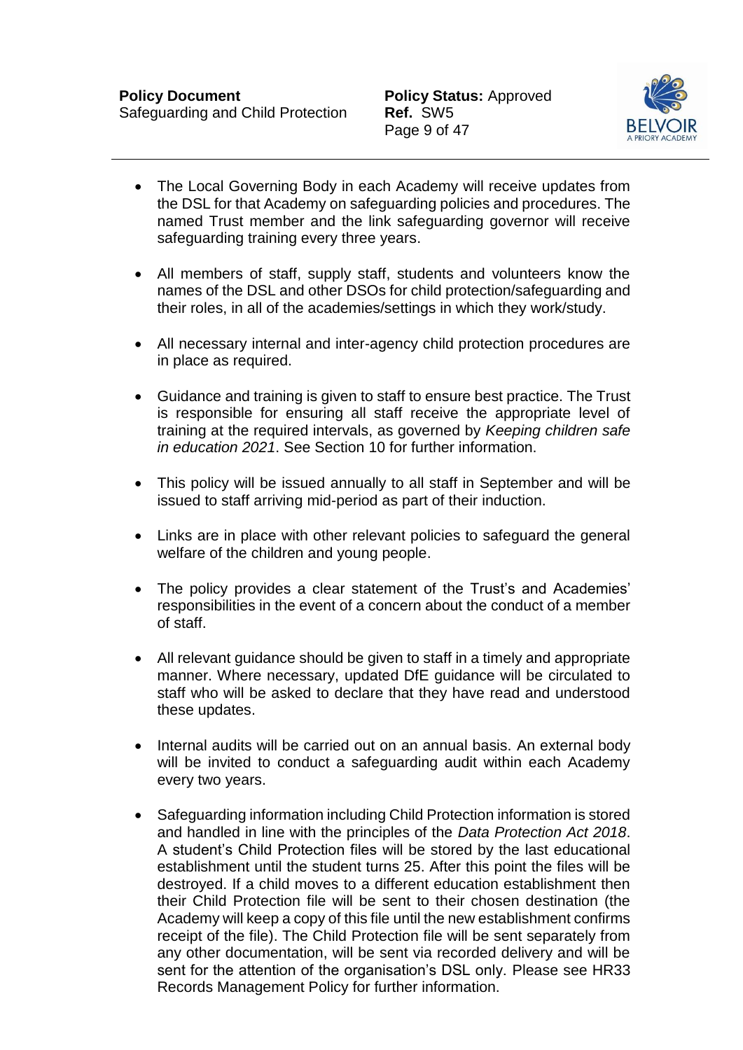- The Local Governing Body in each Academy will receive updates from the DSL for that Academy on safeguarding policies and procedures. The named Trust member and the link safeguarding governor will receive safeguarding training every three years.

- All members of staff, supply staff, students and volunteers know the names of the DSL and other DSOs for child protection/safeguarding and their roles, in all of the academies/settings in which they work/study.

- All necessary internal and inter-agency child protection procedures are in place as required.

- Guidance and training is given to staff to ensure best practice. The Trust is responsible for ensuring all staff receive the appropriate level of training at the required intervals, as governed by *Keeping children safe in education 2021*. See Section 10 for further information.

- This policy will be issued annually to all staff in September and will be issued to staff arriving mid-period as part of their induction.

- Links are in place with other relevant policies to safeguard the general welfare of the children and young people.

- The policy provides a clear statement of the Trust's and Academies' responsibilities in the event of a concern about the conduct of a member of staff.

- All relevant guidance should be given to staff in a timely and appropriate manner. Where necessary, updated DfE guidance will be circulated to staff who will be asked to declare that they have read and understood these updates.

- Internal audits will be carried out on an annual basis. An external body will be invited to conduct a safeguarding audit within each Academy every two years.

- Safeguarding information including Child Protection information is stored and handled in line with the principles of the *Data Protection Act 2018*. A student's Child Protection files will be stored by the last educational establishment until the student turns 25. After this point the files will be destroyed. If a child moves to a different education establishment then their Child Protection file will be sent to their chosen destination (the Academy will keep a copy of this file until the new establishment confirms receipt of the file). The Child Protection file will be sent separately from any other documentation, will be sent via recorded delivery and will be sent for the attention of the organisation's DSL only. Please see HR33 Records Management Policy for further information.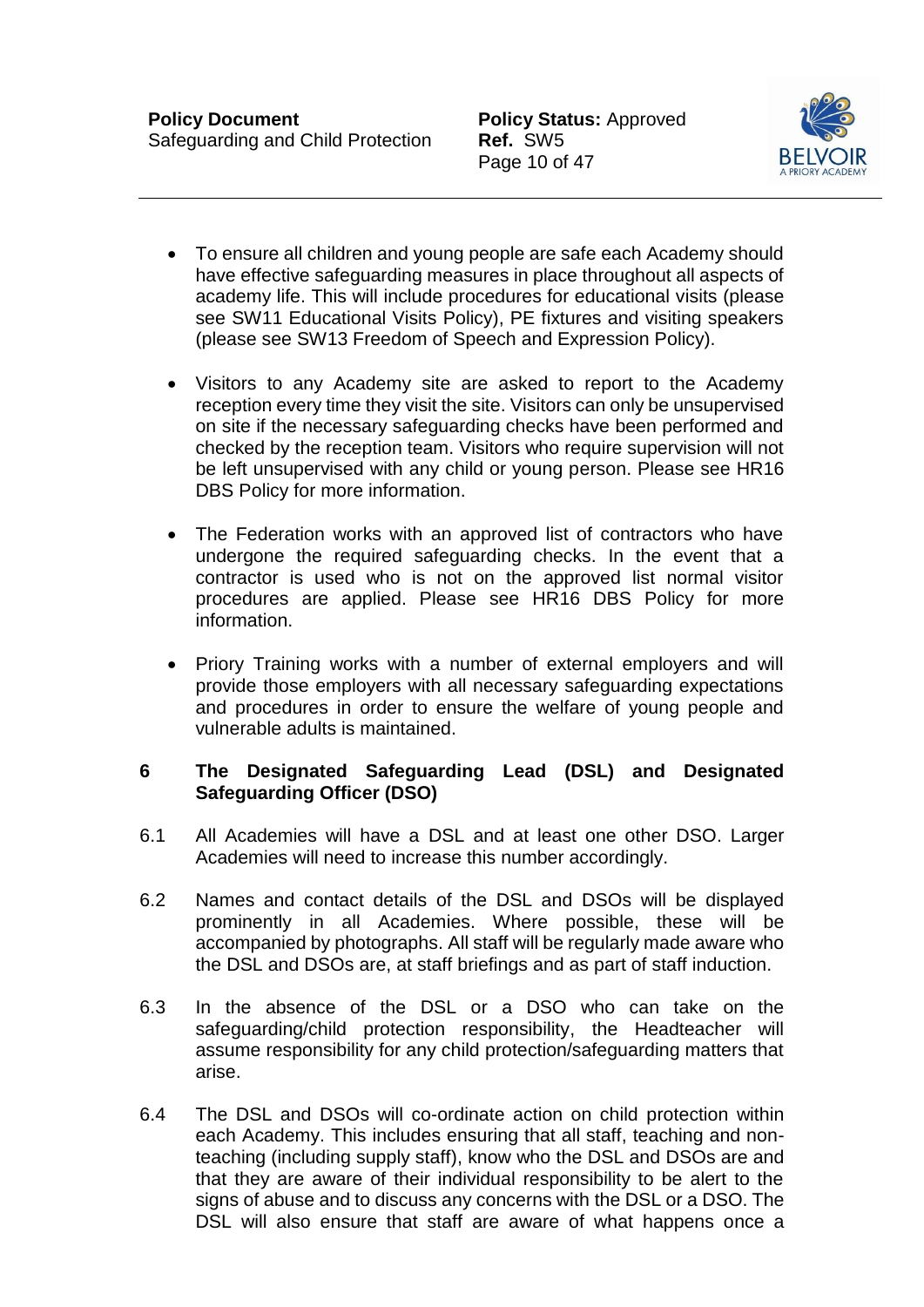- To ensure all children and young people are safe each Academy should have effective safeguarding measures in place throughout all aspects of academy life. This will include procedures for educational visits (please see SW11 Educational Visits Policy), PE fixtures and visiting speakers (please see SW13 Freedom of Speech and Expression Policy).

- Visitors to any Academy site are asked to report to the Academy reception every time they visit the site. Visitors can only be unsupervised on site if the necessary safeguarding checks have been performed and checked by the reception team. Visitors who require supervision will not be left unsupervised with any child or young person. Please see HR16 DBS Policy for more information.

- The Federation works with an approved list of contractors who have undergone the required safeguarding checks. In the event that a contractor is used who is not on the approved list normal visitor procedures are applied. Please see HR16 DBS Policy for more information.

- Priory Training works with a number of external employers and will provide those employers with all necessary safeguarding expectations and procedures in order to ensure the welfare of young people and vulnerable adults is maintained.

## 6 The Designated Safeguarding Lead (DSL) and Designated Safeguarding Officer (DSO)

6.1 All Academies will have a DSL and at least one other DSO. Larger Academies will need to increase this number accordingly.

6.2 Names and contact details of the DSL and DSOs will be displayed prominently in all Academies. Where possible, these will be accompanied by photographs. All staff will be regularly made aware who the DSL and DSOs are, at staff briefings and as part of staff induction.

6.3 In the absence of the DSL or a DSO who can take on the safeguarding/child protection responsibility, the Headteacher will assume responsibility for any child protection/safeguarding matters that arise.

6.4 The DSL and DSOs will co-ordinate action on child protection within each Academy. This includes ensuring that all staff, teaching and non-teaching (including supply staff), know who the DSL and DSOs are and that they are aware of their individual responsibility to be alert to the signs of abuse and to discuss any concerns with the DSL or a DSO. The DSL will also ensure that staff are aware of what happens once a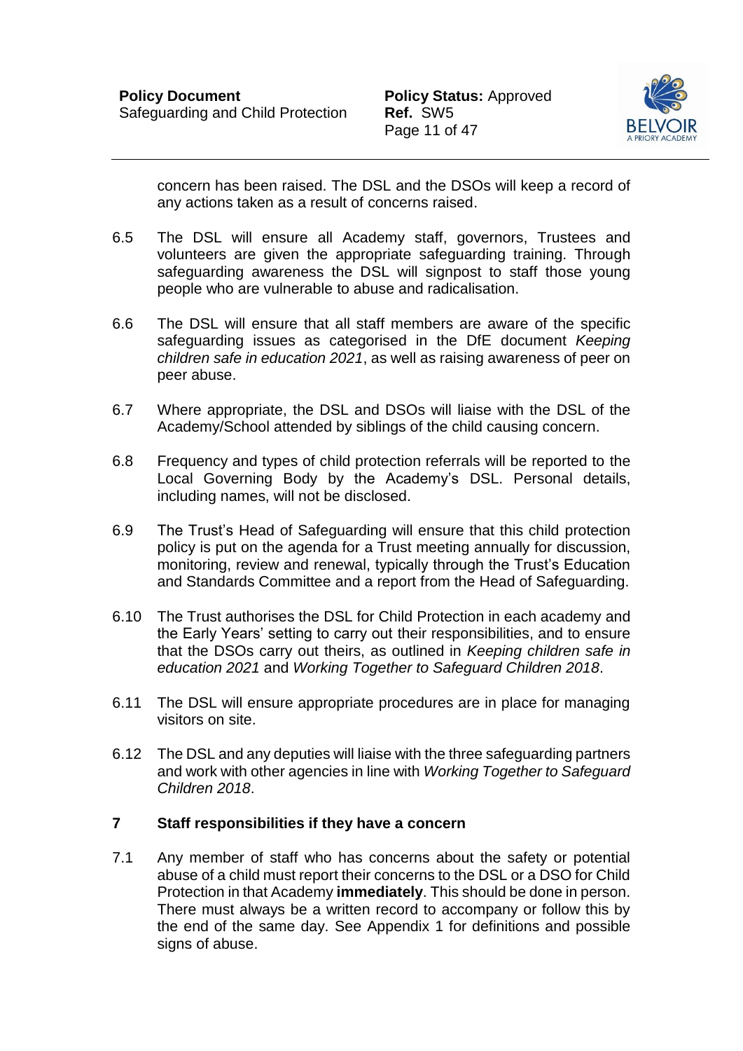concern has been raised. The DSL and the DSOs will keep a record of any actions taken as a result of concerns raised.

6.5 The DSL will ensure all Academy staff, governors, Trustees and volunteers are given the appropriate safeguarding training. Through safeguarding awareness the DSL will signpost to staff those young people who are vulnerable to abuse and radicalisation.

6.6 The DSL will ensure that all staff members are aware of the specific safeguarding issues as categorised in the DfE document *Keeping children safe in education 2021*, as well as raising awareness of peer on peer abuse.

6.7 Where appropriate, the DSL and DSOs will liaise with the DSL of the Academy/School attended by siblings of the child causing concern.

6.8 Frequency and types of child protection referrals will be reported to the Local Governing Body by the Academy's DSL. Personal details, including names, will not be disclosed.

6.9 The Trust's Head of Safeguarding will ensure that this child protection policy is put on the agenda for a Trust meeting annually for discussion, monitoring, review and renewal, typically through the Trust's Education and Standards Committee and a report from the Head of Safeguarding.

6.10 The Trust authorises the DSL for Child Protection in each academy and the Early Years' setting to carry out their responsibilities, and to ensure that the DSOs carry out theirs, as outlined in *Keeping children safe in education 2021* and *Working Together to Safeguard Children 2018*.

6.11 The DSL will ensure appropriate procedures are in place for managing visitors on site.

6.12 The DSL and any deputies will liaise with the three safeguarding partners and work with other agencies in line with *Working Together to Safeguard Children 2018*.

## 7 Staff responsibilities if they have a concern

7.1 Any member of staff who has concerns about the safety or potential abuse of a child must report their concerns to the DSL or a DSO for Child Protection in that Academy **immediately**. This should be done in person. There must always be a written record to accompany or follow this by the end of the same day. See Appendix 1 for definitions and possible signs of abuse.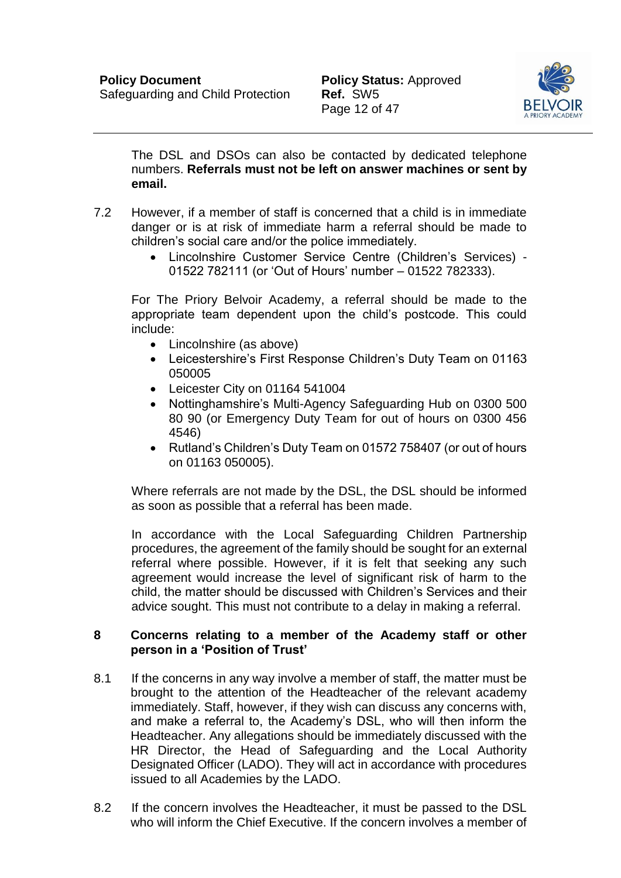The DSL and DSOs can also be contacted by dedicated telephone numbers. **Referrals must not be left on answer machines or sent by email.**

7.2 However, if a member of staff is concerned that a child is in immediate danger or is at risk of immediate harm a referral should be made to children's social care and/or the police immediately.

- Lincolnshire Customer Service Centre (Children's Services) - 01522 782111 (or 'Out of Hours' number – 01522 782333).

For The Priory Belvoir Academy, a referral should be made to the appropriate team dependent upon the child's postcode. This could include:

- Lincolnshire (as above)
- Leicestershire's First Response Children's Duty Team on 01163 050005
- Leicester City on 01164 541004
- Nottinghamshire's Multi-Agency Safeguarding Hub on 0300 500 80 90 (or Emergency Duty Team for out of hours on 0300 456 4546)
- Rutland's Children's Duty Team on 01572 758407 (or out of hours on 01163 050005).

Where referrals are not made by the DSL, the DSL should be informed as soon as possible that a referral has been made.

In accordance with the Local Safeguarding Children Partnership procedures, the agreement of the family should be sought for an external referral where possible. However, if it is felt that seeking any such agreement would increase the level of significant risk of harm to the child, the matter should be discussed with Children's Services and their advice sought. This must not contribute to a delay in making a referral.

## 8 Concerns relating to a member of the Academy staff or other person in a 'Position of Trust'

8.1 If the concerns in any way involve a member of staff, the matter must be brought to the attention of the Headteacher of the relevant academy immediately. Staff, however, if they wish can discuss any concerns with, and make a referral to, the Academy's DSL, who will then inform the Headteacher. Any allegations should be immediately discussed with the HR Director, the Head of Safeguarding and the Local Authority Designated Officer (LADO). They will act in accordance with procedures issued to all Academies by the LADO.

8.2 If the concern involves the Headteacher, it must be passed to the DSL who will inform the Chief Executive. If the concern involves a member of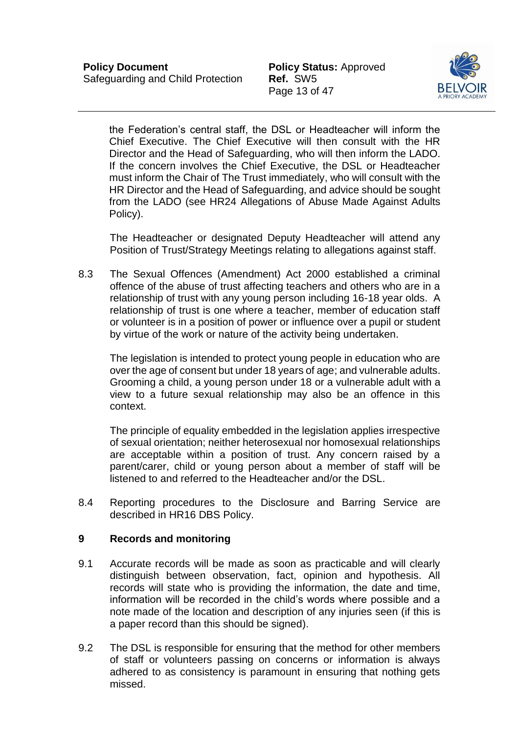the Federation's central staff, the DSL or Headteacher will inform the Chief Executive. The Chief Executive will then consult with the HR Director and the Head of Safeguarding, who will then inform the LADO. If the concern involves the Chief Executive, the DSL or Headteacher must inform the Chair of The Trust immediately, who will consult with the HR Director and the Head of Safeguarding, and advice should be sought from the LADO (see HR24 Allegations of Abuse Made Against Adults Policy).

The Headteacher or designated Deputy Headteacher will attend any Position of Trust/Strategy Meetings relating to allegations against staff.

8.3 The Sexual Offences (Amendment) Act 2000 established a criminal offence of the abuse of trust affecting teachers and others who are in a relationship of trust with any young person including 16-18 year olds. A relationship of trust is one where a teacher, member of education staff or volunteer is in a position of power or influence over a pupil or student by virtue of the work or nature of the activity being undertaken.

The legislation is intended to protect young people in education who are over the age of consent but under 18 years of age; and vulnerable adults. Grooming a child, a young person under 18 or a vulnerable adult with a view to a future sexual relationship may also be an offence in this context.

The principle of equality embedded in the legislation applies irrespective of sexual orientation; neither heterosexual nor homosexual relationships are acceptable within a position of trust. Any concern raised by a parent/carer, child or young person about a member of staff will be listened to and referred to the Headteacher and/or the DSL.

8.4 Reporting procedures to the Disclosure and Barring Service are described in HR16 DBS Policy.

## 9 Records and monitoring

9.1 Accurate records will be made as soon as practicable and will clearly distinguish between observation, fact, opinion and hypothesis. All records will state who is providing the information, the date and time, information will be recorded in the child's words where possible and a note made of the location and description of any injuries seen (if this is a paper record than this should be signed).

9.2 The DSL is responsible for ensuring that the method for other members of staff or volunteers passing on concerns or information is always adhered to as consistency is paramount in ensuring that nothing gets missed.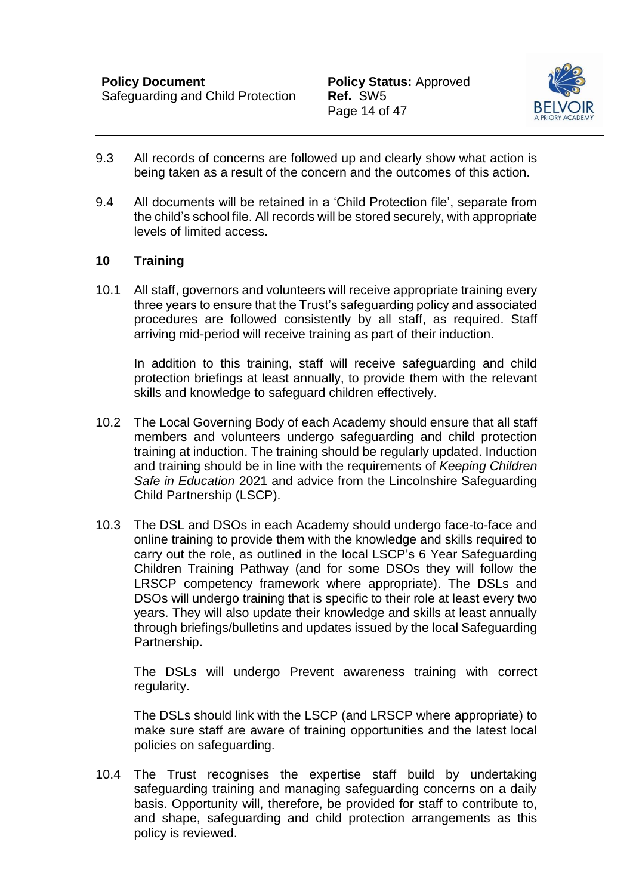9.3 All records of concerns are followed up and clearly show what action is being taken as a result of the concern and the outcomes of this action.

9.4 All documents will be retained in a 'Child Protection file', separate from the child's school file. All records will be stored securely, with appropriate levels of limited access.

## 10 Training

10.1 All staff, governors and volunteers will receive appropriate training every three years to ensure that the Trust's safeguarding policy and associated procedures are followed consistently by all staff, as required. Staff arriving mid-period will receive training as part of their induction.

In addition to this training, staff will receive safeguarding and child protection briefings at least annually, to provide them with the relevant skills and knowledge to safeguard children effectively.

10.2 The Local Governing Body of each Academy should ensure that all staff members and volunteers undergo safeguarding and child protection training at induction. The training should be regularly updated. Induction and training should be in line with the requirements of *Keeping Children Safe in Education* 2021 and advice from the Lincolnshire Safeguarding Child Partnership (LSCP).

10.3 The DSL and DSOs in each Academy should undergo face-to-face and online training to provide them with the knowledge and skills required to carry out the role, as outlined in the local LSCP's 6 Year Safeguarding Children Training Pathway (and for some DSOs they will follow the LRSCP competency framework where appropriate). The DSLs and DSOs will undergo training that is specific to their role at least every two years. They will also update their knowledge and skills at least annually through briefings/bulletins and updates issued by the local Safeguarding Partnership.

The DSLs will undergo Prevent awareness training with correct regularity.

The DSLs should link with the LSCP (and LRSCP where appropriate) to make sure staff are aware of training opportunities and the latest local policies on safeguarding.

10.4 The Trust recognises the expertise staff build by undertaking safeguarding training and managing safeguarding concerns on a daily basis. Opportunity will, therefore, be provided for staff to contribute to, and shape, safeguarding and child protection arrangements as this policy is reviewed.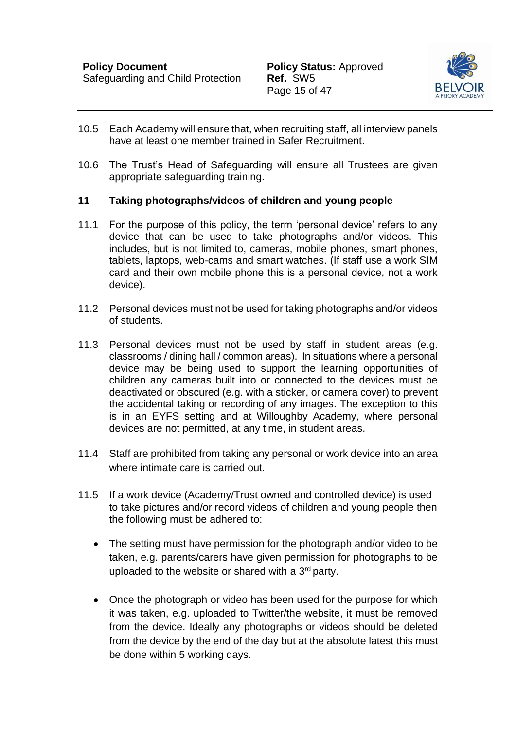10.5 Each Academy will ensure that, when recruiting staff, all interview panels have at least one member trained in Safer Recruitment.

10.6 The Trust's Head of Safeguarding will ensure all Trustees are given appropriate safeguarding training.

## 11 Taking photographs/videos of children and young people

11.1 For the purpose of this policy, the term 'personal device' refers to any device that can be used to take photographs and/or videos. This includes, but is not limited to, cameras, mobile phones, smart phones, tablets, laptops, web-cams and smart watches. (If staff use a work SIM card and their own mobile phone this is a personal device, not a work device).

11.2 Personal devices must not be used for taking photographs and/or videos of students.

11.3 Personal devices must not be used by staff in student areas (e.g. classrooms / dining hall / common areas). In situations where a personal device may be being used to support the learning opportunities of children any cameras built into or connected to the devices must be deactivated or obscured (e.g. with a sticker, or camera cover) to prevent the accidental taking or recording of any images. The exception to this is in an EYFS setting and at Willoughby Academy, where personal devices are not permitted, at any time, in student areas.

11.4 Staff are prohibited from taking any personal or work device into an area where intimate care is carried out.

11.5 If a work device (Academy/Trust owned and controlled device) is used to take pictures and/or record videos of children and young people then the following must be adhered to:

- The setting must have permission for the photograph and/or video to be taken, e.g. parents/carers have given permission for photographs to be uploaded to the website or shared with a 3rd party.
- Once the photograph or video has been used for the purpose for which it was taken, e.g. uploaded to Twitter/the website, it must be removed from the device. Ideally any photographs or videos should be deleted from the device by the end of the day but at the absolute latest this must be done within 5 working days.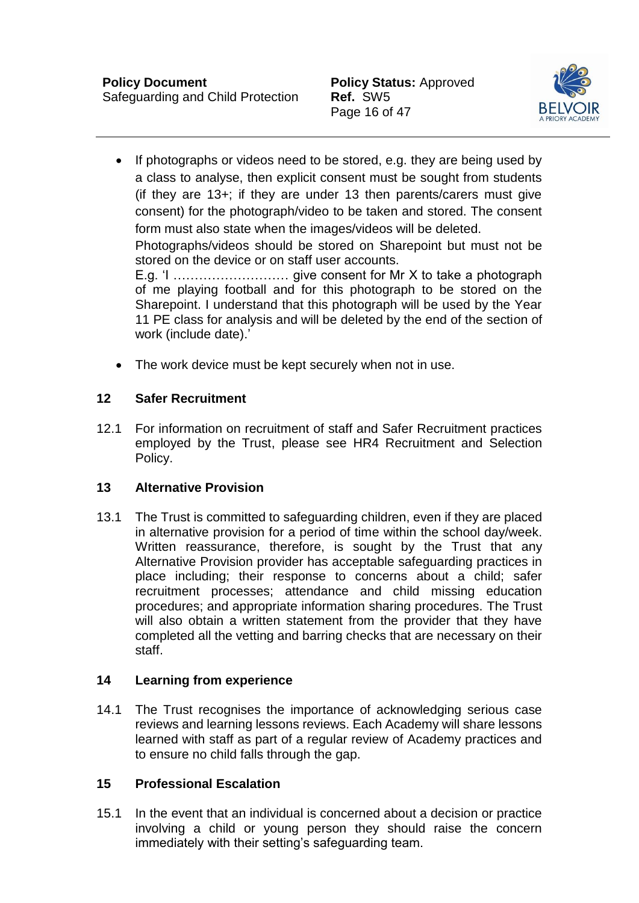- If photographs or videos need to be stored, e.g. they are being used by a class to analyse, then explicit consent must be sought from students (if they are 13+; if they are under 13 then parents/carers must give consent) for the photograph/video to be taken and stored. The consent form must also state when the images/videos will be deleted.

  Photographs/videos should be stored on Sharepoint but must not be stored on the device or on staff user accounts.

  E.g. 'I ……………………… give consent for Mr X to take a photograph of me playing football and for this photograph to be stored on the Sharepoint. I understand that this photograph will be used by the Year 11 PE class for analysis and will be deleted by the end of the section of work (include date).'

- The work device must be kept securely when not in use.

## 12 Safer Recruitment

12.1 For information on recruitment of staff and Safer Recruitment practices employed by the Trust, please see HR4 Recruitment and Selection Policy.

## 13 Alternative Provision

13.1 The Trust is committed to safeguarding children, even if they are placed in alternative provision for a period of time within the school day/week. Written reassurance, therefore, is sought by the Trust that any Alternative Provision provider has acceptable safeguarding practices in place including; their response to concerns about a child; safer recruitment processes; attendance and child missing education procedures; and appropriate information sharing procedures. The Trust will also obtain a written statement from the provider that they have completed all the vetting and barring checks that are necessary on their staff.

## 14 Learning from experience

14.1 The Trust recognises the importance of acknowledging serious case reviews and learning lessons reviews. Each Academy will share lessons learned with staff as part of a regular review of Academy practices and to ensure no child falls through the gap.

## 15 Professional Escalation

15.1 In the event that an individual is concerned about a decision or practice involving a child or young person they should raise the concern immediately with their setting's safeguarding team.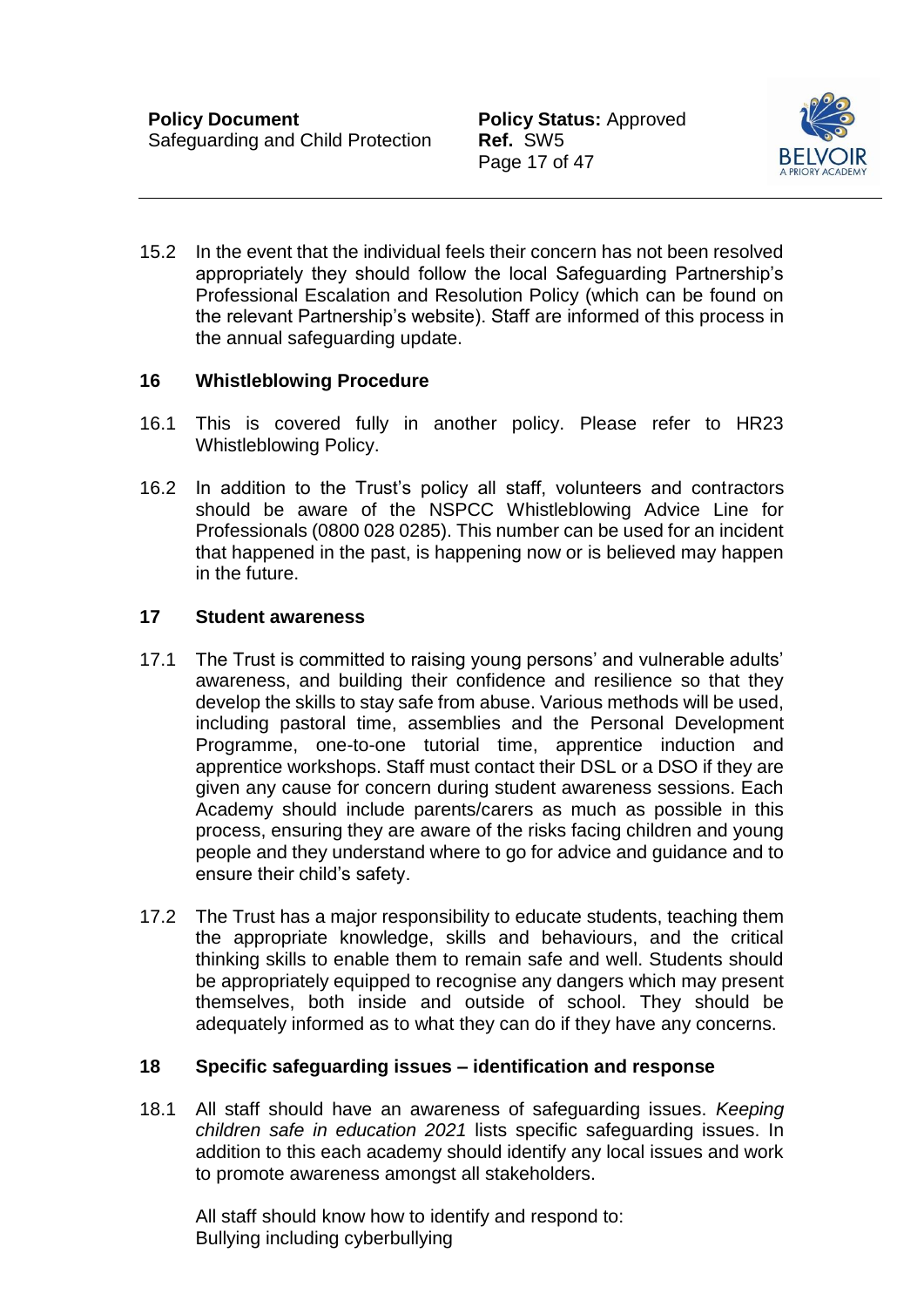15.2 In the event that the individual feels their concern has not been resolved appropriately they should follow the local Safeguarding Partnership's Professional Escalation and Resolution Policy (which can be found on the relevant Partnership's website). Staff are informed of this process in the annual safeguarding update.

## 16 Whistleblowing Procedure

16.1 This is covered fully in another policy. Please refer to HR23 Whistleblowing Policy.

16.2 In addition to the Trust's policy all staff, volunteers and contractors should be aware of the NSPCC Whistleblowing Advice Line for Professionals (0800 028 0285). This number can be used for an incident that happened in the past, is happening now or is believed may happen in the future.

## 17 Student awareness

17.1 The Trust is committed to raising young persons' and vulnerable adults' awareness, and building their confidence and resilience so that they develop the skills to stay safe from abuse. Various methods will be used, including pastoral time, assemblies and the Personal Development Programme, one-to-one tutorial time, apprentice induction and apprentice workshops. Staff must contact their DSL or a DSO if they are given any cause for concern during student awareness sessions. Each Academy should include parents/carers as much as possible in this process, ensuring they are aware of the risks facing children and young people and they understand where to go for advice and guidance and to ensure their child's safety.

17.2 The Trust has a major responsibility to educate students, teaching them the appropriate knowledge, skills and behaviours, and the critical thinking skills to enable them to remain safe and well. Students should be appropriately equipped to recognise any dangers which may present themselves, both inside and outside of school. They should be adequately informed as to what they can do if they have any concerns.

## 18 Specific safeguarding issues – identification and response

18.1 All staff should have an awareness of safeguarding issues. *Keeping children safe in education 2021* lists specific safeguarding issues. In addition to this each academy should identify any local issues and work to promote awareness amongst all stakeholders.

All staff should know how to identify and respond to:
Bullying including cyberbullying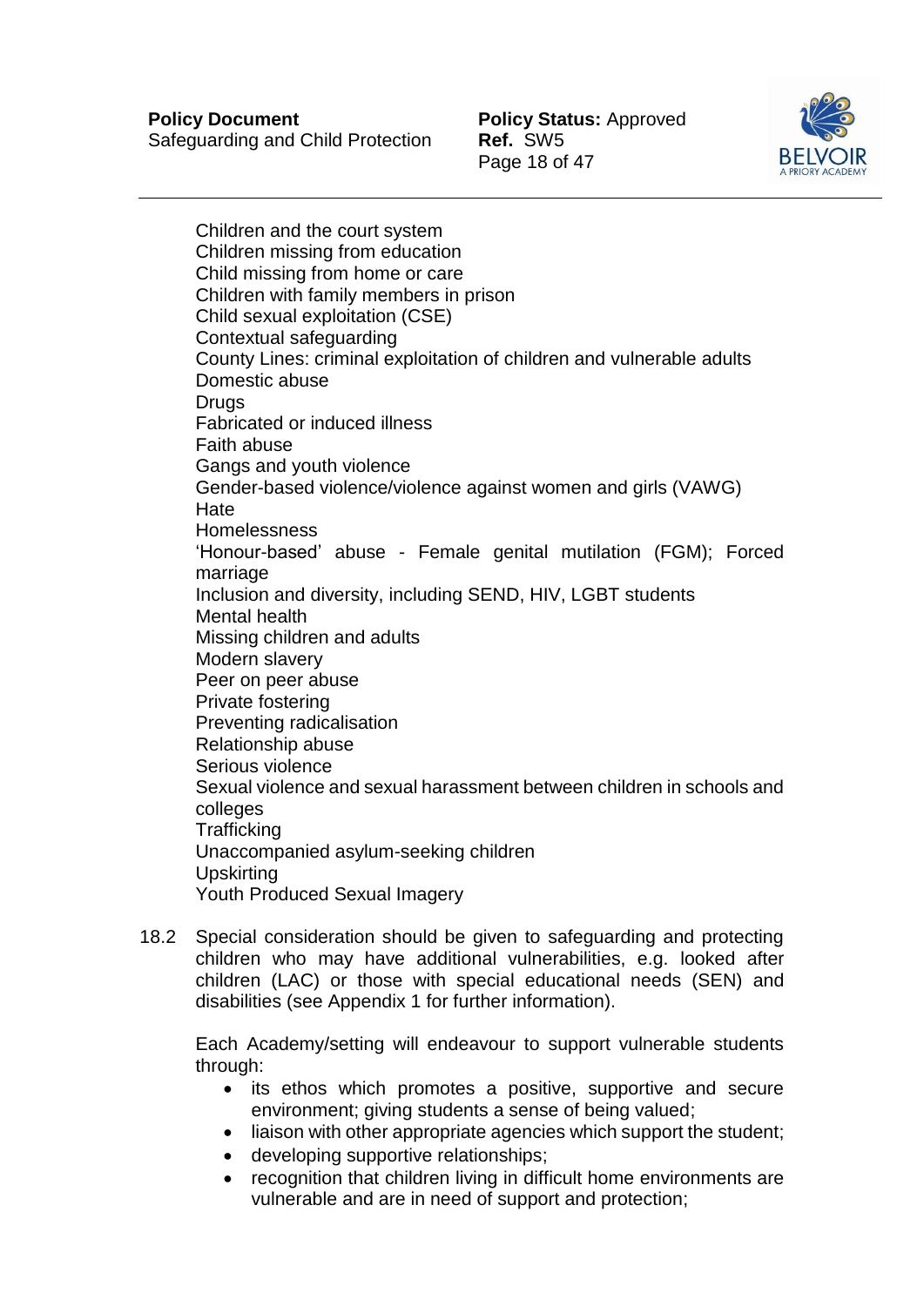Children and the court system
Children missing from education
Child missing from home or care
Children with family members in prison
Child sexual exploitation (CSE)
Contextual safeguarding
County Lines: criminal exploitation of children and vulnerable adults
Domestic abuse
Drugs
Fabricated or induced illness
Faith abuse
Gangs and youth violence
Gender-based violence/violence against women and girls (VAWG)
Hate
Homelessness
'Honour-based' abuse - Female genital mutilation (FGM); Forced marriage
Inclusion and diversity, including SEND, HIV, LGBT students
Mental health
Missing children and adults
Modern slavery
Peer on peer abuse
Private fostering
Preventing radicalisation
Relationship abuse
Serious violence
Sexual violence and sexual harassment between children in schools and colleges
Trafficking
Unaccompanied asylum-seeking children
Upskirting
Youth Produced Sexual Imagery

18.2 Special consideration should be given to safeguarding and protecting children who may have additional vulnerabilities, e.g. looked after children (LAC) or those with special educational needs (SEN) and disabilities (see Appendix 1 for further information).

Each Academy/setting will endeavour to support vulnerable students through:

- its ethos which promotes a positive, supportive and secure environment; giving students a sense of being valued;
- liaison with other appropriate agencies which support the student;
- developing supportive relationships;
- recognition that children living in difficult home environments are vulnerable and are in need of support and protection;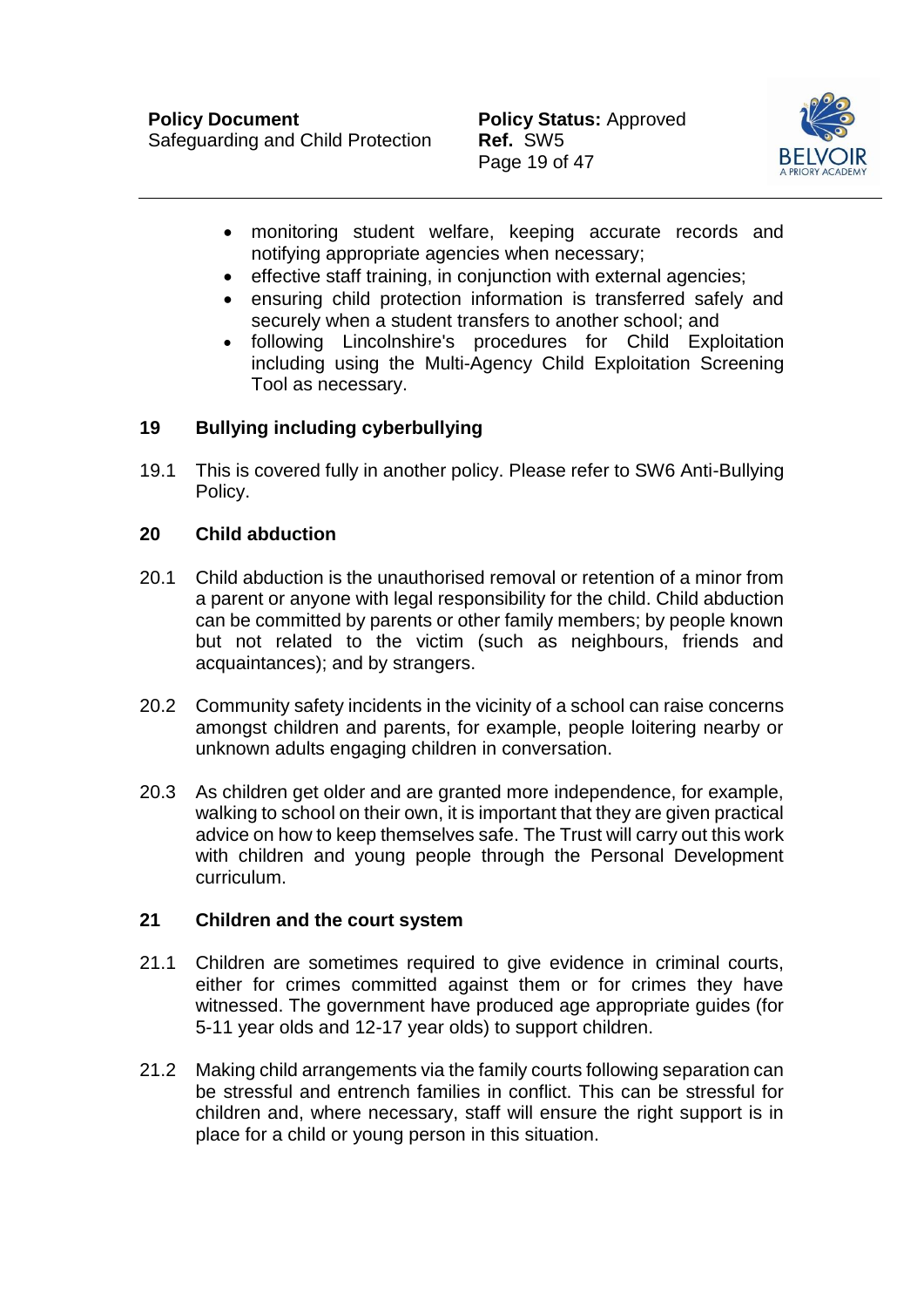- monitoring student welfare, keeping accurate records and notifying appropriate agencies when necessary;
- effective staff training, in conjunction with external agencies;
- ensuring child protection information is transferred safely and securely when a student transfers to another school; and
- following Lincolnshire's procedures for Child Exploitation including using the Multi-Agency Child Exploitation Screening Tool as necessary.

## 19 Bullying including cyberbullying

19.1 This is covered fully in another policy. Please refer to SW6 Anti-Bullying Policy.

## 20 Child abduction

20.1 Child abduction is the unauthorised removal or retention of a minor from a parent or anyone with legal responsibility for the child. Child abduction can be committed by parents or other family members; by people known but not related to the victim (such as neighbours, friends and acquaintances); and by strangers.

20.2 Community safety incidents in the vicinity of a school can raise concerns amongst children and parents, for example, people loitering nearby or unknown adults engaging children in conversation.

20.3 As children get older and are granted more independence, for example, walking to school on their own, it is important that they are given practical advice on how to keep themselves safe. The Trust will carry out this work with children and young people through the Personal Development curriculum.

## 21 Children and the court system

21.1 Children are sometimes required to give evidence in criminal courts, either for crimes committed against them or for crimes they have witnessed. The government have produced age appropriate guides (for 5-11 year olds and 12-17 year olds) to support children.

21.2 Making child arrangements via the family courts following separation can be stressful and entrench families in conflict. This can be stressful for children and, where necessary, staff will ensure the right support is in place for a child or young person in this situation.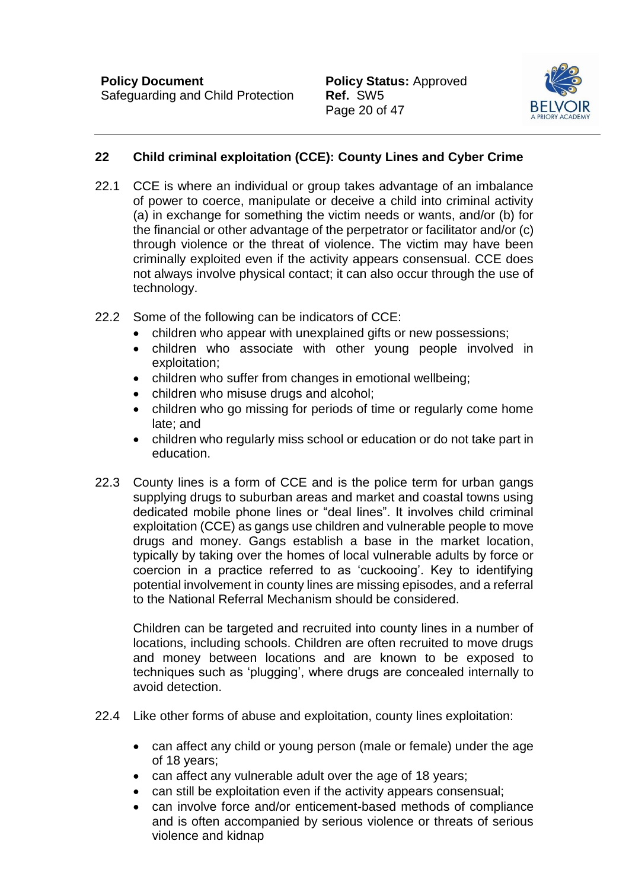## 22 Child criminal exploitation (CCE): County Lines and Cyber Crime

22.1 CCE is where an individual or group takes advantage of an imbalance of power to coerce, manipulate or deceive a child into criminal activity (a) in exchange for something the victim needs or wants, and/or (b) for the financial or other advantage of the perpetrator or facilitator and/or (c) through violence or the threat of violence. The victim may have been criminally exploited even if the activity appears consensual. CCE does not always involve physical contact; it can also occur through the use of technology.

22.2 Some of the following can be indicators of CCE:

- children who appear with unexplained gifts or new possessions;
- children who associate with other young people involved in exploitation;
- children who suffer from changes in emotional wellbeing;
- children who misuse drugs and alcohol;
- children who go missing for periods of time or regularly come home late; and
- children who regularly miss school or education or do not take part in education.

22.3 County lines is a form of CCE and is the police term for urban gangs supplying drugs to suburban areas and market and coastal towns using dedicated mobile phone lines or "deal lines". It involves child criminal exploitation (CCE) as gangs use children and vulnerable people to move drugs and money. Gangs establish a base in the market location, typically by taking over the homes of local vulnerable adults by force or coercion in a practice referred to as 'cuckooing'. Key to identifying potential involvement in county lines are missing episodes, and a referral to the National Referral Mechanism should be considered.

Children can be targeted and recruited into county lines in a number of locations, including schools. Children are often recruited to move drugs and money between locations and are known to be exposed to techniques such as 'plugging', where drugs are concealed internally to avoid detection.

22.4 Like other forms of abuse and exploitation, county lines exploitation:

- can affect any child or young person (male or female) under the age of 18 years;
- can affect any vulnerable adult over the age of 18 years;
- can still be exploitation even if the activity appears consensual;
- can involve force and/or enticement-based methods of compliance and is often accompanied by serious violence or threats of serious violence and kidnap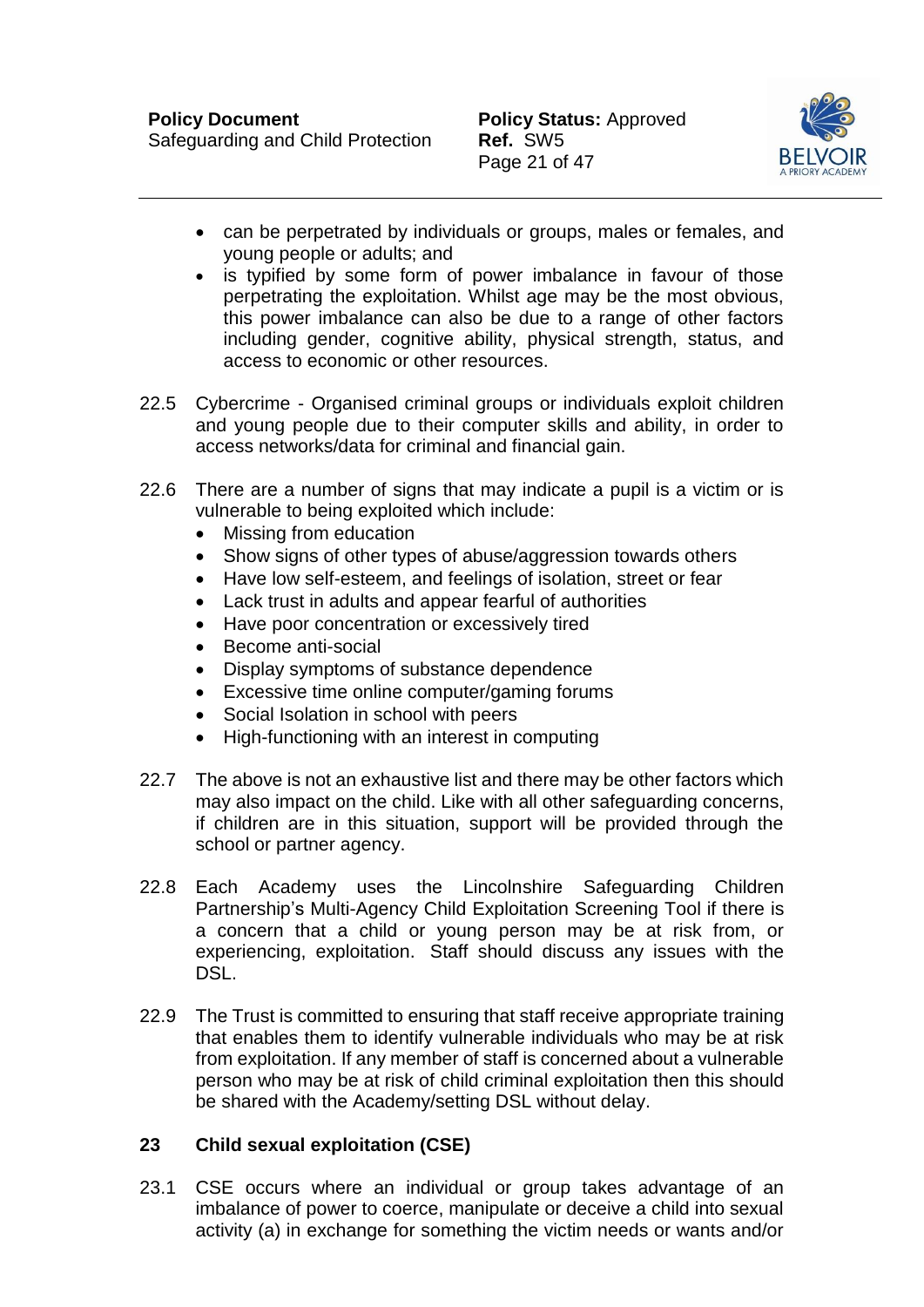- can be perpetrated by individuals or groups, males or females, and young people or adults; and
- is typified by some form of power imbalance in favour of those perpetrating the exploitation. Whilst age may be the most obvious, this power imbalance can also be due to a range of other factors including gender, cognitive ability, physical strength, status, and access to economic or other resources.

22.5 Cybercrime - Organised criminal groups or individuals exploit children and young people due to their computer skills and ability, in order to access networks/data for criminal and financial gain.

22.6 There are a number of signs that may indicate a pupil is a victim or is vulnerable to being exploited which include:

- Missing from education
- Show signs of other types of abuse/aggression towards others
- Have low self-esteem, and feelings of isolation, street or fear
- Lack trust in adults and appear fearful of authorities
- Have poor concentration or excessively tired
- Become anti-social
- Display symptoms of substance dependence
- Excessive time online computer/gaming forums
- Social Isolation in school with peers
- High-functioning with an interest in computing

22.7 The above is not an exhaustive list and there may be other factors which may also impact on the child. Like with all other safeguarding concerns, if children are in this situation, support will be provided through the school or partner agency.

22.8 Each Academy uses the Lincolnshire Safeguarding Children Partnership's Multi-Agency Child Exploitation Screening Tool if there is a concern that a child or young person may be at risk from, or experiencing, exploitation. Staff should discuss any issues with the DSL.

22.9 The Trust is committed to ensuring that staff receive appropriate training that enables them to identify vulnerable individuals who may be at risk from exploitation. If any member of staff is concerned about a vulnerable person who may be at risk of child criminal exploitation then this should be shared with the Academy/setting DSL without delay.

## 23 Child sexual exploitation (CSE)

23.1 CSE occurs where an individual or group takes advantage of an imbalance of power to coerce, manipulate or deceive a child into sexual activity (a) in exchange for something the victim needs or wants and/or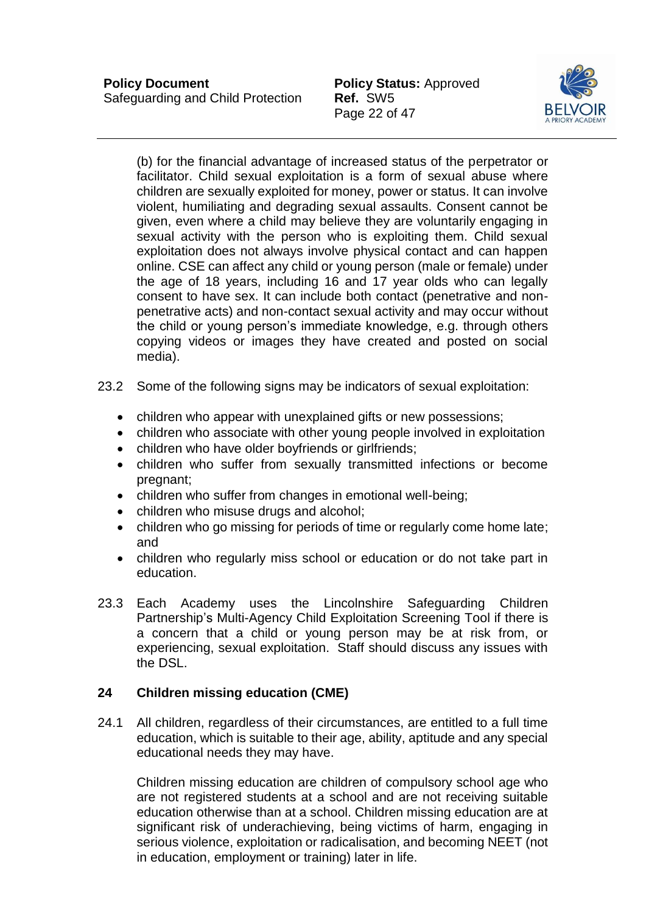(b) for the financial advantage of increased status of the perpetrator or facilitator. Child sexual exploitation is a form of sexual abuse where children are sexually exploited for money, power or status. It can involve violent, humiliating and degrading sexual assaults. Consent cannot be given, even where a child may believe they are voluntarily engaging in sexual activity with the person who is exploiting them. Child sexual exploitation does not always involve physical contact and can happen online. CSE can affect any child or young person (male or female) under the age of 18 years, including 16 and 17 year olds who can legally consent to have sex. It can include both contact (penetrative and non-penetrative acts) and non-contact sexual activity and may occur without the child or young person's immediate knowledge, e.g. through others copying videos or images they have created and posted on social media).

23.2 Some of the following signs may be indicators of sexual exploitation:

- children who appear with unexplained gifts or new possessions;
- children who associate with other young people involved in exploitation
- children who have older boyfriends or girlfriends;
- children who suffer from sexually transmitted infections or become pregnant;
- children who suffer from changes in emotional well-being;
- children who misuse drugs and alcohol;
- children who go missing for periods of time or regularly come home late; and
- children who regularly miss school or education or do not take part in education.

23.3 Each Academy uses the Lincolnshire Safeguarding Children Partnership's Multi-Agency Child Exploitation Screening Tool if there is a concern that a child or young person may be at risk from, or experiencing, sexual exploitation. Staff should discuss any issues with the DSL.

## 24 Children missing education (CME)

24.1 All children, regardless of their circumstances, are entitled to a full time education, which is suitable to their age, ability, aptitude and any special educational needs they may have.

Children missing education are children of compulsory school age who are not registered students at a school and are not receiving suitable education otherwise than at a school. Children missing education are at significant risk of underachieving, being victims of harm, engaging in serious violence, exploitation or radicalisation, and becoming NEET (not in education, employment or training) later in life.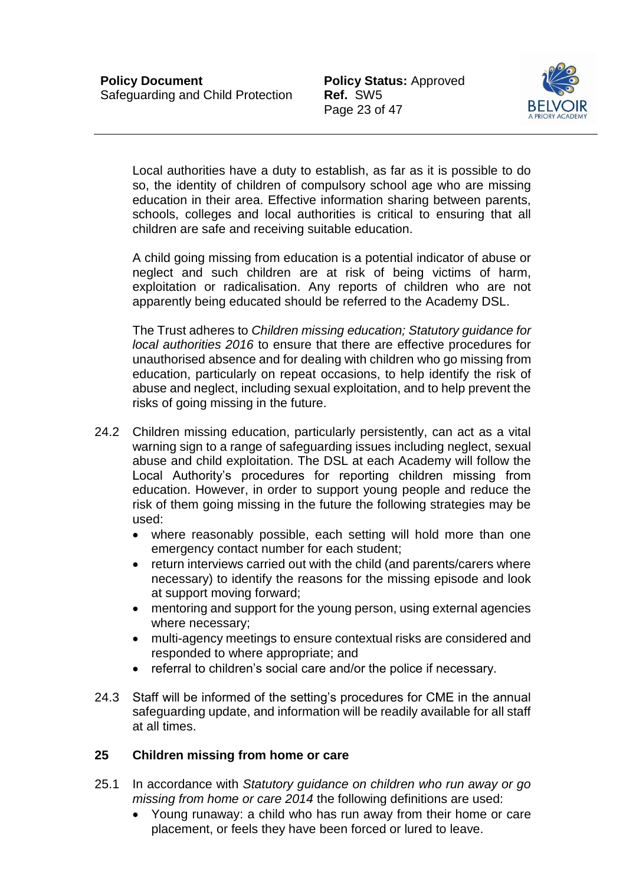Local authorities have a duty to establish, as far as it is possible to do so, the identity of children of compulsory school age who are missing education in their area. Effective information sharing between parents, schools, colleges and local authorities is critical to ensuring that all children are safe and receiving suitable education.

A child going missing from education is a potential indicator of abuse or neglect and such children are at risk of being victims of harm, exploitation or radicalisation. Any reports of children who are not apparently being educated should be referred to the Academy DSL.

The Trust adheres to *Children missing education; Statutory guidance for local authorities 2016* to ensure that there are effective procedures for unauthorised absence and for dealing with children who go missing from education, particularly on repeat occasions, to help identify the risk of abuse and neglect, including sexual exploitation, and to help prevent the risks of going missing in the future.

24.2 Children missing education, particularly persistently, can act as a vital warning sign to a range of safeguarding issues including neglect, sexual abuse and child exploitation. The DSL at each Academy will follow the Local Authority's procedures for reporting children missing from education. However, in order to support young people and reduce the risk of them going missing in the future the following strategies may be used:

- where reasonably possible, each setting will hold more than one emergency contact number for each student;
- return interviews carried out with the child (and parents/carers where necessary) to identify the reasons for the missing episode and look at support moving forward;
- mentoring and support for the young person, using external agencies where necessary;
- multi-agency meetings to ensure contextual risks are considered and responded to where appropriate; and
- referral to children's social care and/or the police if necessary.

24.3 Staff will be informed of the setting's procedures for CME in the annual safeguarding update, and information will be readily available for all staff at all times.

## 25 Children missing from home or care

25.1 In accordance with *Statutory guidance on children who run away or go missing from home or care 2014* the following definitions are used:

- Young runaway: a child who has run away from their home or care placement, or feels they have been forced or lured to leave.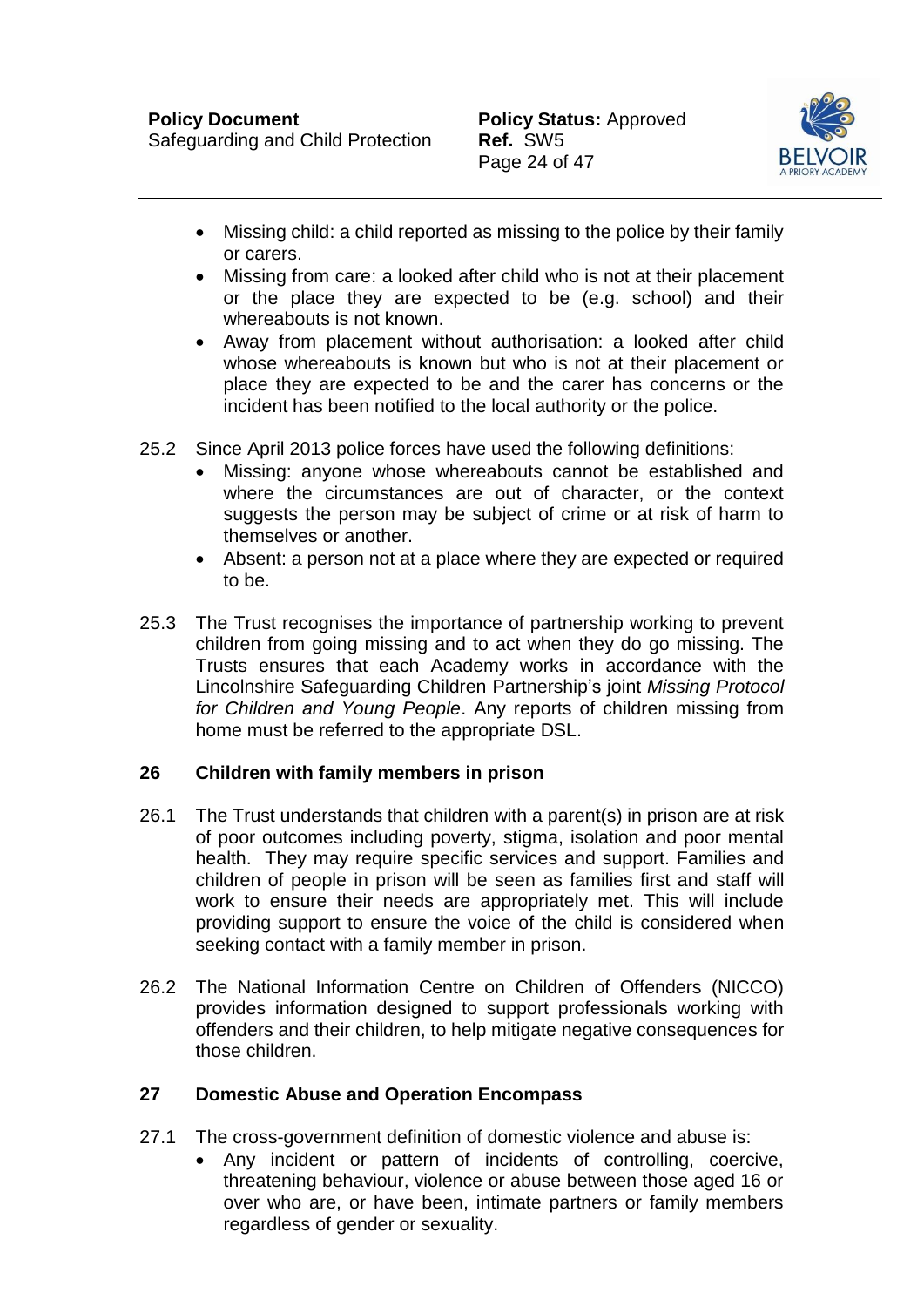- Missing child: a child reported as missing to the police by their family or carers.
- Missing from care: a looked after child who is not at their placement or the place they are expected to be (e.g. school) and their whereabouts is not known.
- Away from placement without authorisation: a looked after child whose whereabouts is known but who is not at their placement or place they are expected to be and the carer has concerns or the incident has been notified to the local authority or the police.

25.2 Since April 2013 police forces have used the following definitions:

- Missing: anyone whose whereabouts cannot be established and where the circumstances are out of character, or the context suggests the person may be subject of crime or at risk of harm to themselves or another.
- Absent: a person not at a place where they are expected or required to be.

25.3 The Trust recognises the importance of partnership working to prevent children from going missing and to act when they do go missing. The Trusts ensures that each Academy works in accordance with the Lincolnshire Safeguarding Children Partnership's joint *Missing Protocol for Children and Young People*. Any reports of children missing from home must be referred to the appropriate DSL.

## 26 Children with family members in prison

26.1 The Trust understands that children with a parent(s) in prison are at risk of poor outcomes including poverty, stigma, isolation and poor mental health. They may require specific services and support. Families and children of people in prison will be seen as families first and staff will work to ensure their needs are appropriately met. This will include providing support to ensure the voice of the child is considered when seeking contact with a family member in prison.

26.2 The National Information Centre on Children of Offenders (NICCO) provides information designed to support professionals working with offenders and their children, to help mitigate negative consequences for those children.

## 27 Domestic Abuse and Operation Encompass

27.1 The cross-government definition of domestic violence and abuse is:

- Any incident or pattern of incidents of controlling, coercive, threatening behaviour, violence or abuse between those aged 16 or over who are, or have been, intimate partners or family members regardless of gender or sexuality.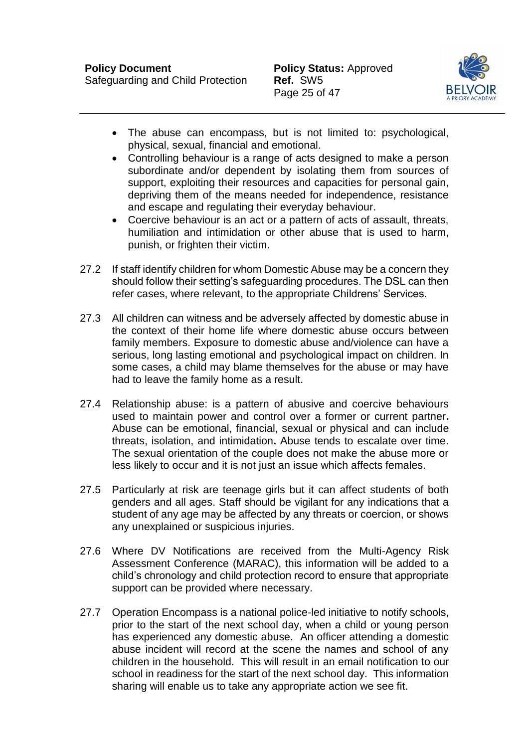- The abuse can encompass, but is not limited to: psychological, physical, sexual, financial and emotional.
- Controlling behaviour is a range of acts designed to make a person subordinate and/or dependent by isolating them from sources of support, exploiting their resources and capacities for personal gain, depriving them of the means needed for independence, resistance and escape and regulating their everyday behaviour.
- Coercive behaviour is an act or a pattern of acts of assault, threats, humiliation and intimidation or other abuse that is used to harm, punish, or frighten their victim.

27.2 If staff identify children for whom Domestic Abuse may be a concern they should follow their setting's safeguarding procedures. The DSL can then refer cases, where relevant, to the appropriate Childrens' Services.

27.3 All children can witness and be adversely affected by domestic abuse in the context of their home life where domestic abuse occurs between family members. Exposure to domestic abuse and/violence can have a serious, long lasting emotional and psychological impact on children. In some cases, a child may blame themselves for the abuse or may have had to leave the family home as a result.

27.4 Relationship abuse: is a pattern of abusive and coercive behaviours used to maintain power and control over a former or current partner**.** Abuse can be emotional, financial, sexual or physical and can include threats, isolation, and intimidation**.** Abuse tends to escalate over time. The sexual orientation of the couple does not make the abuse more or less likely to occur and it is not just an issue which affects females.

27.5 Particularly at risk are teenage girls but it can affect students of both genders and all ages. Staff should be vigilant for any indications that a student of any age may be affected by any threats or coercion, or shows any unexplained or suspicious injuries.

27.6 Where DV Notifications are received from the Multi-Agency Risk Assessment Conference (MARAC), this information will be added to a child's chronology and child protection record to ensure that appropriate support can be provided where necessary.

27.7 Operation Encompass is a national police-led initiative to notify schools, prior to the start of the next school day, when a child or young person has experienced any domestic abuse. An officer attending a domestic abuse incident will record at the scene the names and school of any children in the household. This will result in an email notification to our school in readiness for the start of the next school day. This information sharing will enable us to take any appropriate action we see fit.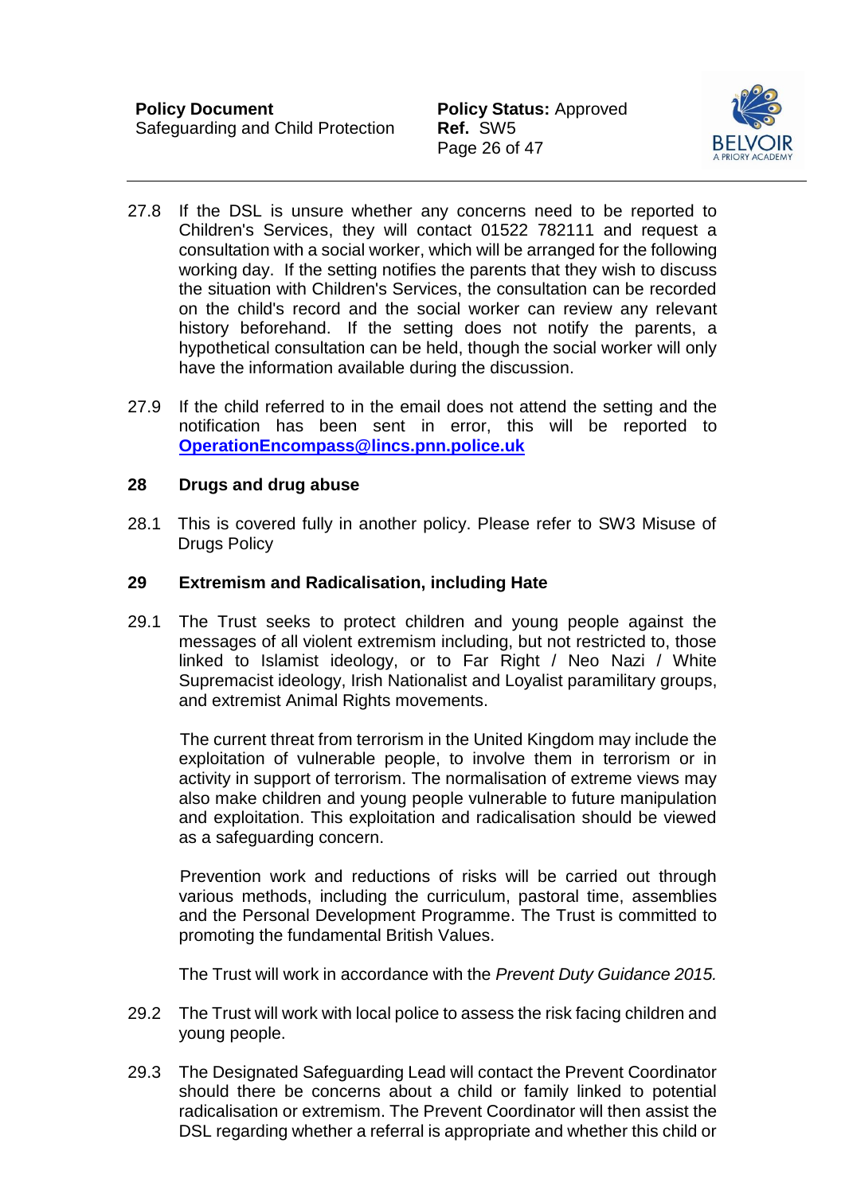27.8 If the DSL is unsure whether any concerns need to be reported to Children's Services, they will contact 01522 782111 and request a consultation with a social worker, which will be arranged for the following working day. If the setting notifies the parents that they wish to discuss the situation with Children's Services, the consultation can be recorded on the child's record and the social worker can review any relevant history beforehand. If the setting does not notify the parents, a hypothetical consultation can be held, though the social worker will only have the information available during the discussion.

27.9 If the child referred to in the email does not attend the setting and the notification has been sent in error, this will be reported to **OperationEncompass@lincs.pnn.police.uk**

## 28 Drugs and drug abuse

28.1 This is covered fully in another policy. Please refer to SW3 Misuse of Drugs Policy

## 29 Extremism and Radicalisation, including Hate

29.1 The Trust seeks to protect children and young people against the messages of all violent extremism including, but not restricted to, those linked to Islamist ideology, or to Far Right / Neo Nazi / White Supremacist ideology, Irish Nationalist and Loyalist paramilitary groups, and extremist Animal Rights movements.

The current threat from terrorism in the United Kingdom may include the exploitation of vulnerable people, to involve them in terrorism or in activity in support of terrorism. The normalisation of extreme views may also make children and young people vulnerable to future manipulation and exploitation. This exploitation and radicalisation should be viewed as a safeguarding concern.

Prevention work and reductions of risks will be carried out through various methods, including the curriculum, pastoral time, assemblies and the Personal Development Programme. The Trust is committed to promoting the fundamental British Values.

The Trust will work in accordance with the *Prevent Duty Guidance 2015.*

29.2 The Trust will work with local police to assess the risk facing children and young people.

29.3 The Designated Safeguarding Lead will contact the Prevent Coordinator should there be concerns about a child or family linked to potential radicalisation or extremism. The Prevent Coordinator will then assist the DSL regarding whether a referral is appropriate and whether this child or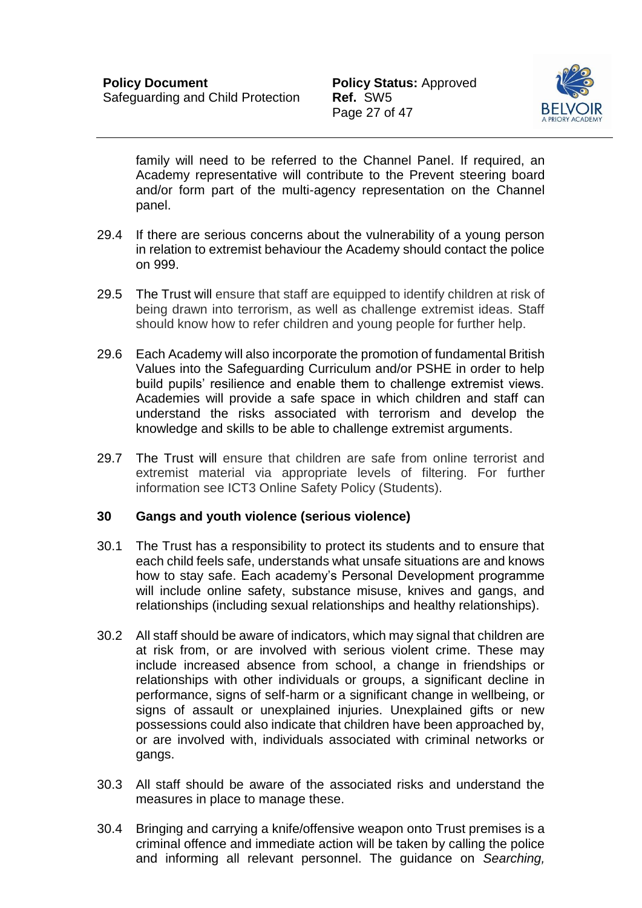family will need to be referred to the Channel Panel. If required, an Academy representative will contribute to the Prevent steering board and/or form part of the multi-agency representation on the Channel panel.

29.4 If there are serious concerns about the vulnerability of a young person in relation to extremist behaviour the Academy should contact the police on 999.

29.5 The Trust will ensure that staff are equipped to identify children at risk of being drawn into terrorism, as well as challenge extremist ideas. Staff should know how to refer children and young people for further help.

29.6 Each Academy will also incorporate the promotion of fundamental British Values into the Safeguarding Curriculum and/or PSHE in order to help build pupils' resilience and enable them to challenge extremist views. Academies will provide a safe space in which children and staff can understand the risks associated with terrorism and develop the knowledge and skills to be able to challenge extremist arguments.

29.7 The Trust will ensure that children are safe from online terrorist and extremist material via appropriate levels of filtering. For further information see ICT3 Online Safety Policy (Students).

## 30 Gangs and youth violence (serious violence)

30.1 The Trust has a responsibility to protect its students and to ensure that each child feels safe, understands what unsafe situations are and knows how to stay safe. Each academy's Personal Development programme will include online safety, substance misuse, knives and gangs, and relationships (including sexual relationships and healthy relationships).

30.2 All staff should be aware of indicators, which may signal that children are at risk from, or are involved with serious violent crime. These may include increased absence from school, a change in friendships or relationships with other individuals or groups, a significant decline in performance, signs of self-harm or a significant change in wellbeing, or signs of assault or unexplained injuries. Unexplained gifts or new possessions could also indicate that children have been approached by, or are involved with, individuals associated with criminal networks or gangs.

30.3 All staff should be aware of the associated risks and understand the measures in place to manage these.

30.4 Bringing and carrying a knife/offensive weapon onto Trust premises is a criminal offence and immediate action will be taken by calling the police and informing all relevant personnel. The guidance on *Searching,*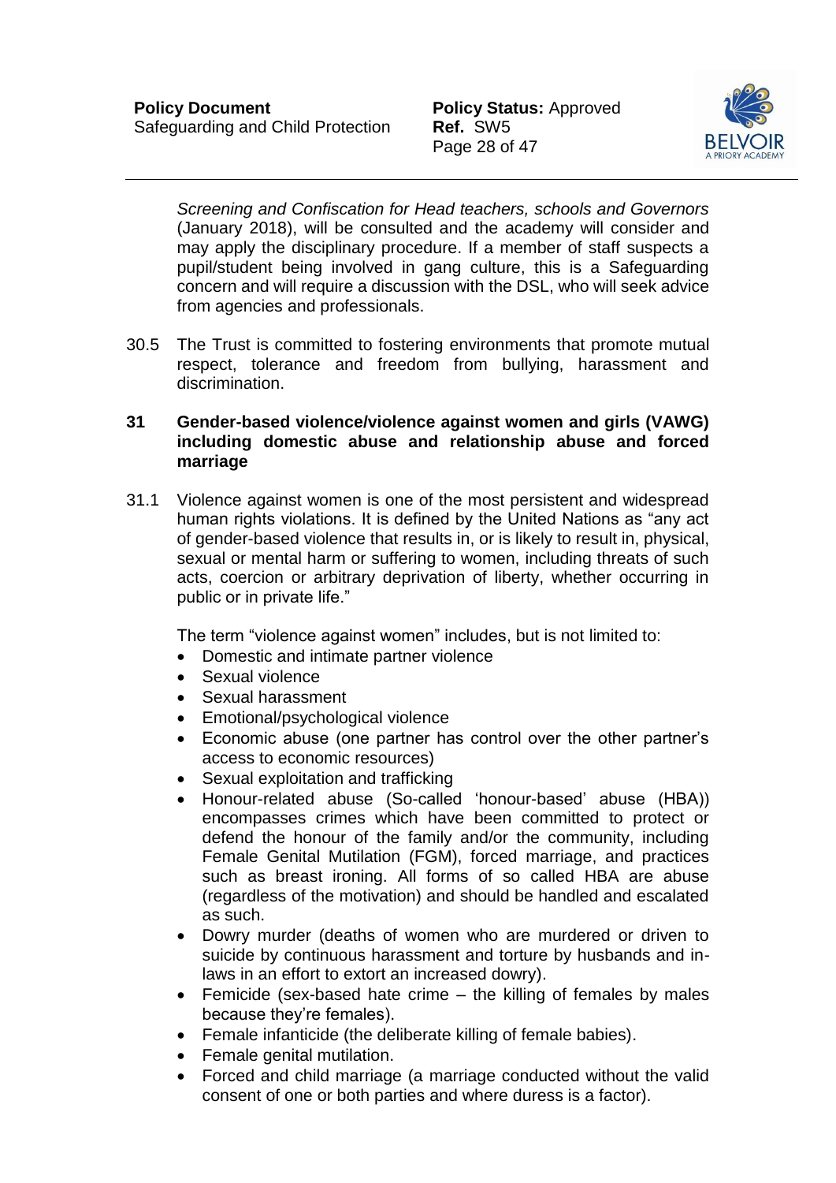*Screening and Confiscation for Head teachers, schools and Governors* (January 2018), will be consulted and the academy will consider and may apply the disciplinary procedure. If a member of staff suspects a pupil/student being involved in gang culture, this is a Safeguarding concern and will require a discussion with the DSL, who will seek advice from agencies and professionals.

30.5 The Trust is committed to fostering environments that promote mutual respect, tolerance and freedom from bullying, harassment and discrimination.

## 31 Gender-based violence/violence against women and girls (VAWG) including domestic abuse and relationship abuse and forced marriage

31.1 Violence against women is one of the most persistent and widespread human rights violations. It is defined by the United Nations as "any act of gender-based violence that results in, or is likely to result in, physical, sexual or mental harm or suffering to women, including threats of such acts, coercion or arbitrary deprivation of liberty, whether occurring in public or in private life."

The term "violence against women" includes, but is not limited to:

- Domestic and intimate partner violence
- Sexual violence
- Sexual harassment
- Emotional/psychological violence
- Economic abuse (one partner has control over the other partner's access to economic resources)
- Sexual exploitation and trafficking
- Honour-related abuse (So-called 'honour-based' abuse (HBA)) encompasses crimes which have been committed to protect or defend the honour of the family and/or the community, including Female Genital Mutilation (FGM), forced marriage, and practices such as breast ironing. All forms of so called HBA are abuse (regardless of the motivation) and should be handled and escalated as such.
- Dowry murder (deaths of women who are murdered or driven to suicide by continuous harassment and torture by husbands and in-laws in an effort to extort an increased dowry).
- Femicide (sex-based hate crime – the killing of females by males because they're females).
- Female infanticide (the deliberate killing of female babies).
- Female genital mutilation.
- Forced and child marriage (a marriage conducted without the valid consent of one or both parties and where duress is a factor).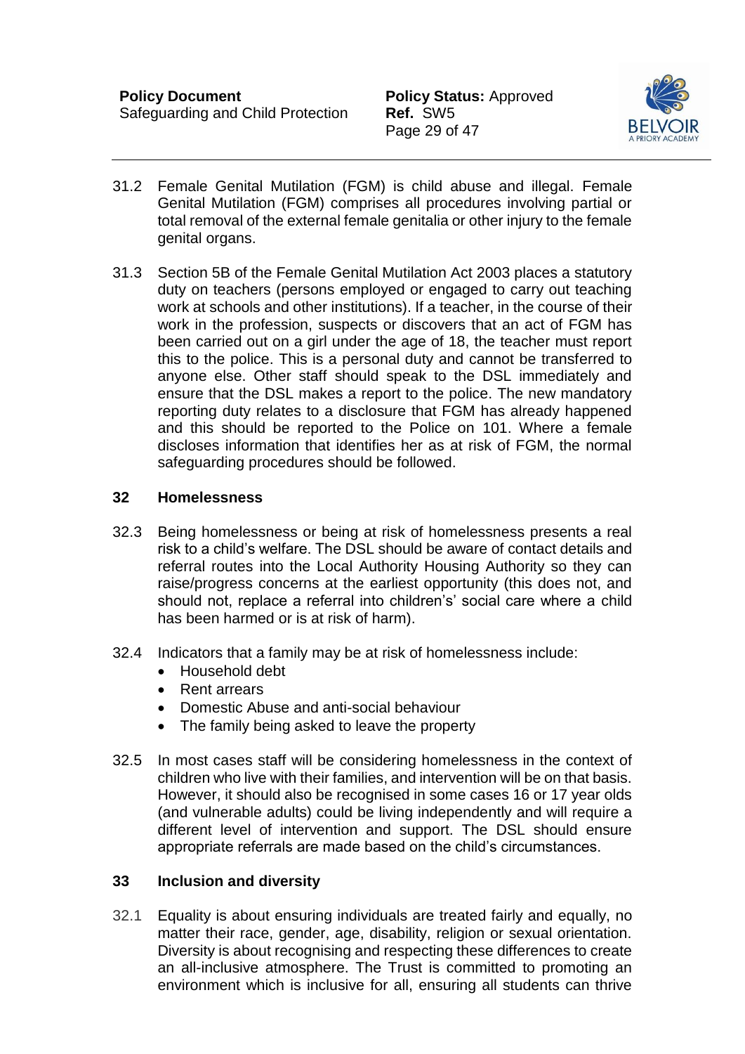31.2 Female Genital Mutilation (FGM) is child abuse and illegal. Female Genital Mutilation (FGM) comprises all procedures involving partial or total removal of the external female genitalia or other injury to the female genital organs.

31.3 Section 5B of the Female Genital Mutilation Act 2003 places a statutory duty on teachers (persons employed or engaged to carry out teaching work at schools and other institutions). If a teacher, in the course of their work in the profession, suspects or discovers that an act of FGM has been carried out on a girl under the age of 18, the teacher must report this to the police. This is a personal duty and cannot be transferred to anyone else. Other staff should speak to the DSL immediately and ensure that the DSL makes a report to the police. The new mandatory reporting duty relates to a disclosure that FGM has already happened and this should be reported to the Police on 101. Where a female discloses information that identifies her as at risk of FGM, the normal safeguarding procedures should be followed.

## 32 Homelessness

32.3 Being homelessness or being at risk of homelessness presents a real risk to a child's welfare. The DSL should be aware of contact details and referral routes into the Local Authority Housing Authority so they can raise/progress concerns at the earliest opportunity (this does not, and should not, replace a referral into children's' social care where a child has been harmed or is at risk of harm).

32.4 Indicators that a family may be at risk of homelessness include:

- Household debt
- Rent arrears
- Domestic Abuse and anti-social behaviour
- The family being asked to leave the property

32.5 In most cases staff will be considering homelessness in the context of children who live with their families, and intervention will be on that basis. However, it should also be recognised in some cases 16 or 17 year olds (and vulnerable adults) could be living independently and will require a different level of intervention and support. The DSL should ensure appropriate referrals are made based on the child's circumstances.

## 33 Inclusion and diversity

32.1 Equality is about ensuring individuals are treated fairly and equally, no matter their race, gender, age, disability, religion or sexual orientation. Diversity is about recognising and respecting these differences to create an all-inclusive atmosphere. The Trust is committed to promoting an environment which is inclusive for all, ensuring all students can thrive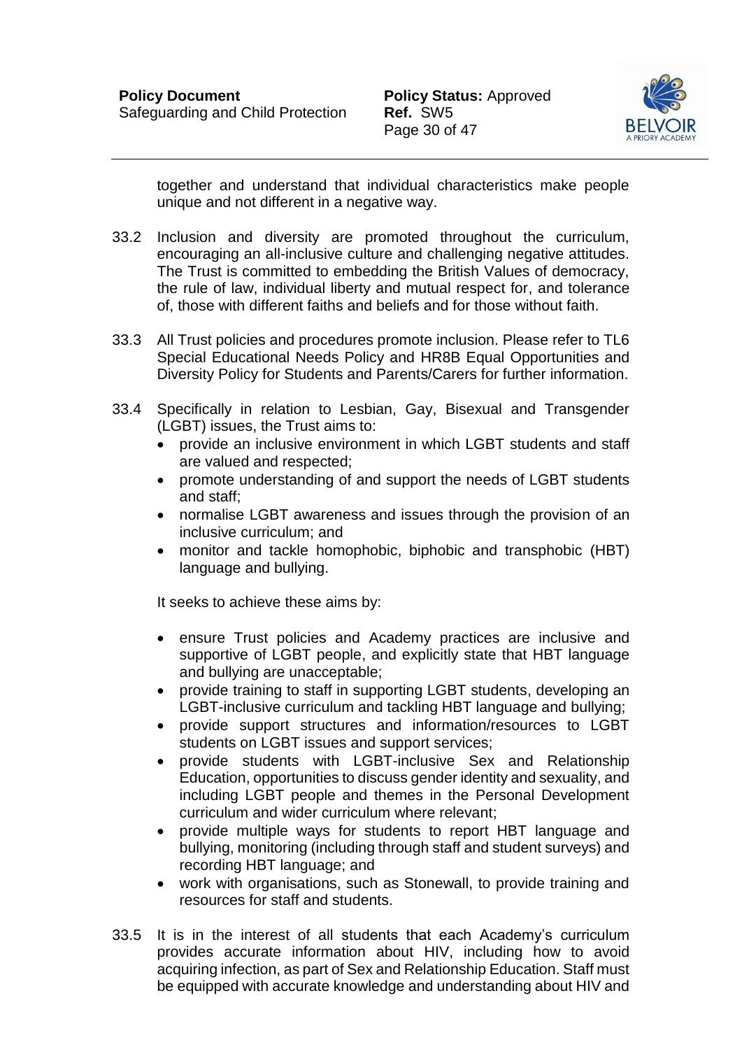together and understand that individual characteristics make people unique and not different in a negative way.

33.2 Inclusion and diversity are promoted throughout the curriculum, encouraging an all-inclusive culture and challenging negative attitudes. The Trust is committed to embedding the British Values of democracy, the rule of law, individual liberty and mutual respect for, and tolerance of, those with different faiths and beliefs and for those without faith.

33.3 All Trust policies and procedures promote inclusion. Please refer to TL6 Special Educational Needs Policy and HR8B Equal Opportunities and Diversity Policy for Students and Parents/Carers for further information.

33.4 Specifically in relation to Lesbian, Gay, Bisexual and Transgender (LGBT) issues, the Trust aims to:

- provide an inclusive environment in which LGBT students and staff are valued and respected;
- promote understanding of and support the needs of LGBT students and staff;
- normalise LGBT awareness and issues through the provision of an inclusive curriculum; and
- monitor and tackle homophobic, biphobic and transphobic (HBT) language and bullying.

It seeks to achieve these aims by:

- ensure Trust policies and Academy practices are inclusive and supportive of LGBT people, and explicitly state that HBT language and bullying are unacceptable;
- provide training to staff in supporting LGBT students, developing an LGBT-inclusive curriculum and tackling HBT language and bullying;
- provide support structures and information/resources to LGBT students on LGBT issues and support services;
- provide students with LGBT-inclusive Sex and Relationship Education, opportunities to discuss gender identity and sexuality, and including LGBT people and themes in the Personal Development curriculum and wider curriculum where relevant;
- provide multiple ways for students to report HBT language and bullying, monitoring (including through staff and student surveys) and recording HBT language; and
- work with organisations, such as Stonewall, to provide training and resources for staff and students.

33.5 It is in the interest of all students that each Academy's curriculum provides accurate information about HIV, including how to avoid acquiring infection, as part of Sex and Relationship Education. Staff must be equipped with accurate knowledge and understanding about HIV and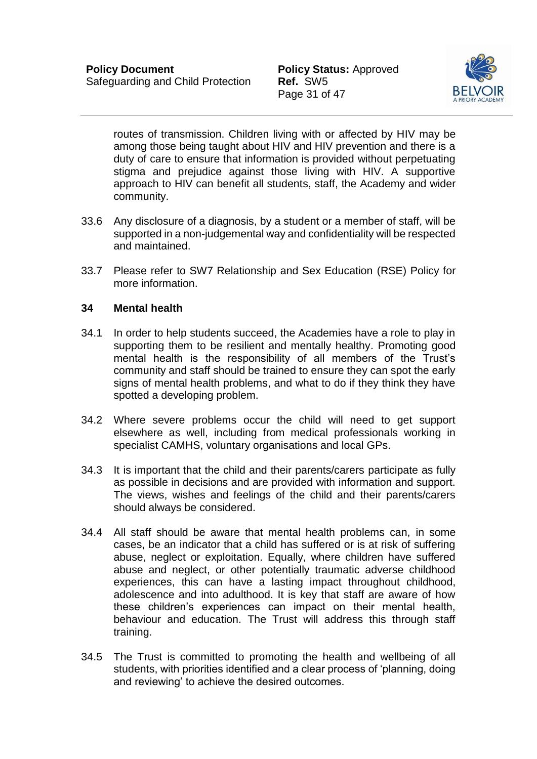routes of transmission. Children living with or affected by HIV may be among those being taught about HIV and HIV prevention and there is a duty of care to ensure that information is provided without perpetuating stigma and prejudice against those living with HIV. A supportive approach to HIV can benefit all students, staff, the Academy and wider community.

33.6 Any disclosure of a diagnosis, by a student or a member of staff, will be supported in a non-judgemental way and confidentiality will be respected and maintained.

33.7 Please refer to SW7 Relationship and Sex Education (RSE) Policy for more information.

## 34 Mental health

34.1 In order to help students succeed, the Academies have a role to play in supporting them to be resilient and mentally healthy. Promoting good mental health is the responsibility of all members of the Trust's community and staff should be trained to ensure they can spot the early signs of mental health problems, and what to do if they think they have spotted a developing problem.

34.2 Where severe problems occur the child will need to get support elsewhere as well, including from medical professionals working in specialist CAMHS, voluntary organisations and local GPs.

34.3 It is important that the child and their parents/carers participate as fully as possible in decisions and are provided with information and support. The views, wishes and feelings of the child and their parents/carers should always be considered.

34.4 All staff should be aware that mental health problems can, in some cases, be an indicator that a child has suffered or is at risk of suffering abuse, neglect or exploitation. Equally, where children have suffered abuse and neglect, or other potentially traumatic adverse childhood experiences, this can have a lasting impact throughout childhood, adolescence and into adulthood. It is key that staff are aware of how these children's experiences can impact on their mental health, behaviour and education. The Trust will address this through staff training.

34.5 The Trust is committed to promoting the health and wellbeing of all students, with priorities identified and a clear process of 'planning, doing and reviewing' to achieve the desired outcomes.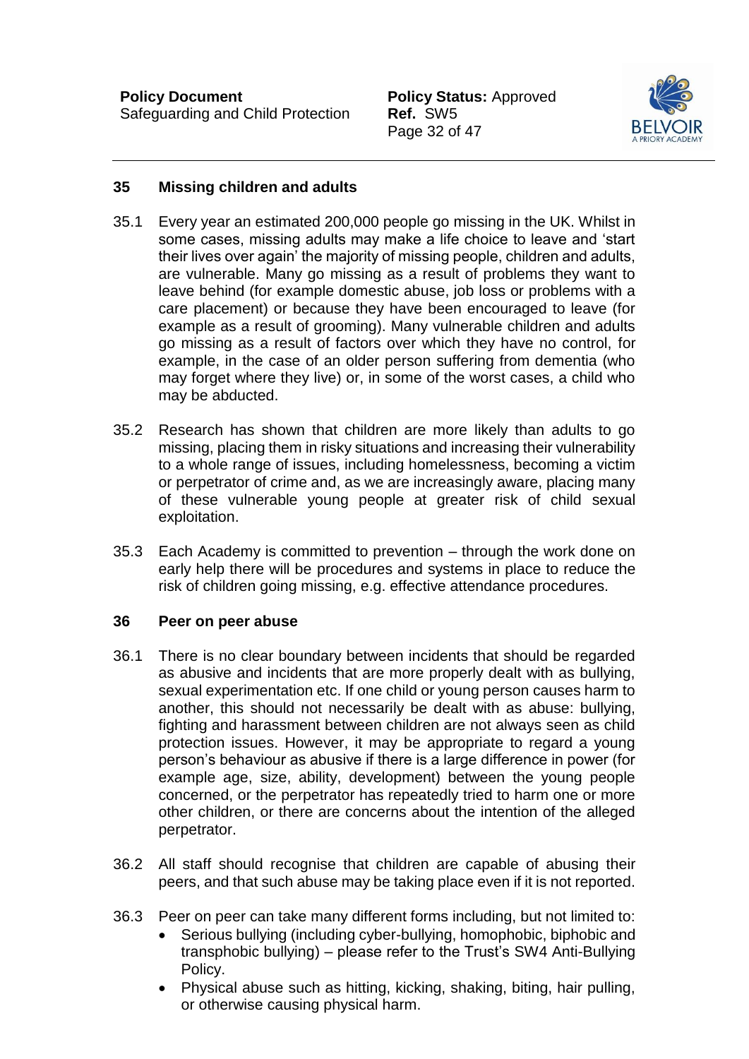## 35 Missing children and adults

35.1 Every year an estimated 200,000 people go missing in the UK. Whilst in some cases, missing adults may make a life choice to leave and 'start their lives over again' the majority of missing people, children and adults, are vulnerable. Many go missing as a result of problems they want to leave behind (for example domestic abuse, job loss or problems with a care placement) or because they have been encouraged to leave (for example as a result of grooming). Many vulnerable children and adults go missing as a result of factors over which they have no control, for example, in the case of an older person suffering from dementia (who may forget where they live) or, in some of the worst cases, a child who may be abducted.

35.2 Research has shown that children are more likely than adults to go missing, placing them in risky situations and increasing their vulnerability to a whole range of issues, including homelessness, becoming a victim or perpetrator of crime and, as we are increasingly aware, placing many of these vulnerable young people at greater risk of child sexual exploitation.

35.3 Each Academy is committed to prevention – through the work done on early help there will be procedures and systems in place to reduce the risk of children going missing, e.g. effective attendance procedures.

## 36 Peer on peer abuse

36.1 There is no clear boundary between incidents that should be regarded as abusive and incidents that are more properly dealt with as bullying, sexual experimentation etc. If one child or young person causes harm to another, this should not necessarily be dealt with as abuse: bullying, fighting and harassment between children are not always seen as child protection issues. However, it may be appropriate to regard a young person's behaviour as abusive if there is a large difference in power (for example age, size, ability, development) between the young people concerned, or the perpetrator has repeatedly tried to harm one or more other children, or there are concerns about the intention of the alleged perpetrator.

36.2 All staff should recognise that children are capable of abusing their peers, and that such abuse may be taking place even if it is not reported.

36.3 Peer on peer can take many different forms including, but not limited to:

- Serious bullying (including cyber-bullying, homophobic, biphobic and transphobic bullying) – please refer to the Trust's SW4 Anti-Bullying Policy.
- Physical abuse such as hitting, kicking, shaking, biting, hair pulling, or otherwise causing physical harm.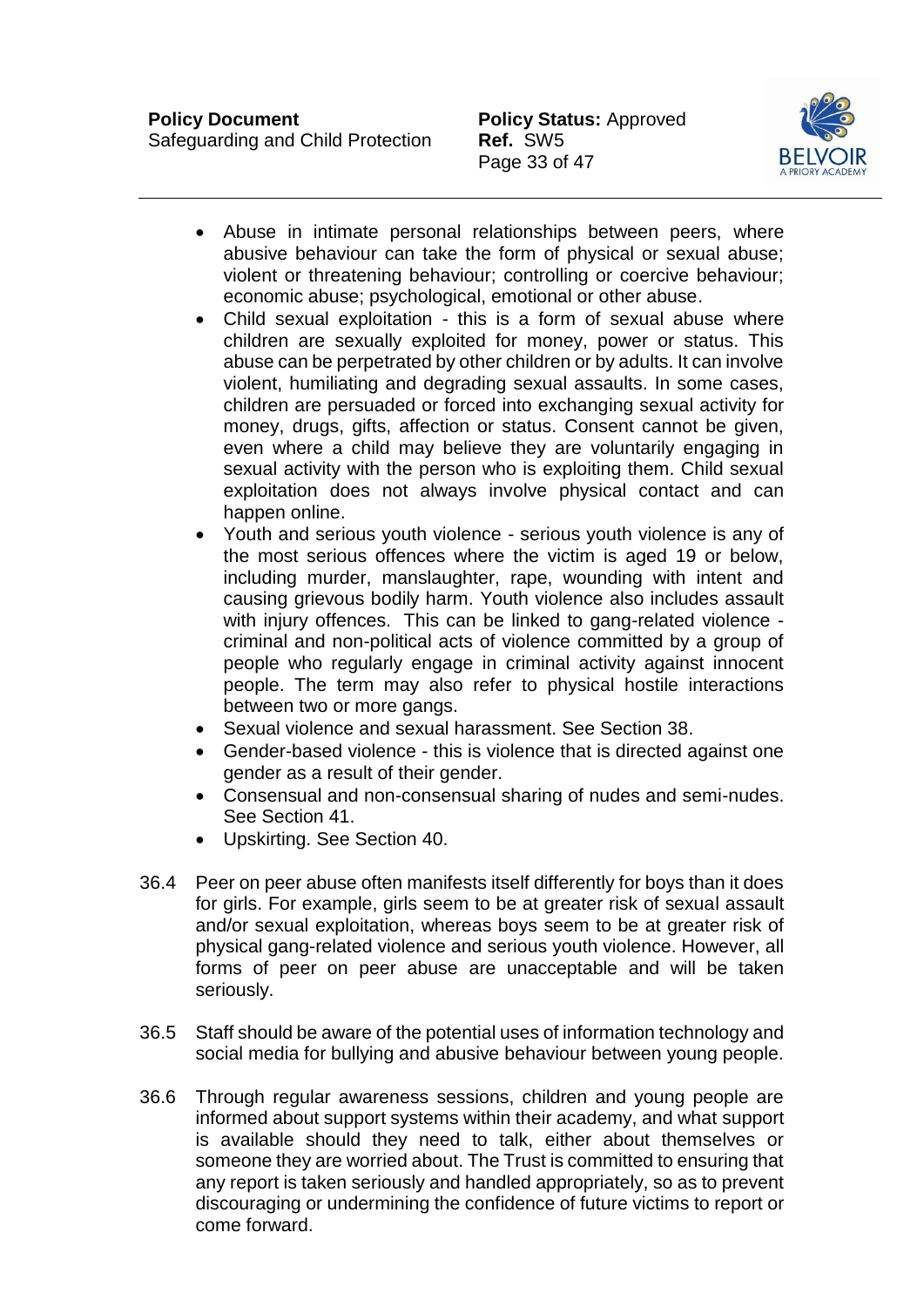- Abuse in intimate personal relationships between peers, where abusive behaviour can take the form of physical or sexual abuse; violent or threatening behaviour; controlling or coercive behaviour; economic abuse; psychological, emotional or other abuse.
- Child sexual exploitation - this is a form of sexual abuse where children are sexually exploited for money, power or status. This abuse can be perpetrated by other children or by adults. It can involve violent, humiliating and degrading sexual assaults. In some cases, children are persuaded or forced into exchanging sexual activity for money, drugs, gifts, affection or status. Consent cannot be given, even where a child may believe they are voluntarily engaging in sexual activity with the person who is exploiting them. Child sexual exploitation does not always involve physical contact and can happen online.
- Youth and serious youth violence - serious youth violence is any of the most serious offences where the victim is aged 19 or below, including murder, manslaughter, rape, wounding with intent and causing grievous bodily harm. Youth violence also includes assault with injury offences. This can be linked to gang-related violence - criminal and non-political acts of violence committed by a group of people who regularly engage in criminal activity against innocent people. The term may also refer to physical hostile interactions between two or more gangs.
- Sexual violence and sexual harassment. See Section 38.
- Gender-based violence - this is violence that is directed against one gender as a result of their gender.
- Consensual and non-consensual sharing of nudes and semi-nudes. See Section 41.
- Upskirting. See Section 40.

36.4 Peer on peer abuse often manifests itself differently for boys than it does for girls. For example, girls seem to be at greater risk of sexual assault and/or sexual exploitation, whereas boys seem to be at greater risk of physical gang-related violence and serious youth violence. However, all forms of peer on peer abuse are unacceptable and will be taken seriously.

36.5 Staff should be aware of the potential uses of information technology and social media for bullying and abusive behaviour between young people.

36.6 Through regular awareness sessions, children and young people are informed about support systems within their academy, and what support is available should they need to talk, either about themselves or someone they are worried about. The Trust is committed to ensuring that any report is taken seriously and handled appropriately, so as to prevent discouraging or undermining the confidence of future victims to report or come forward.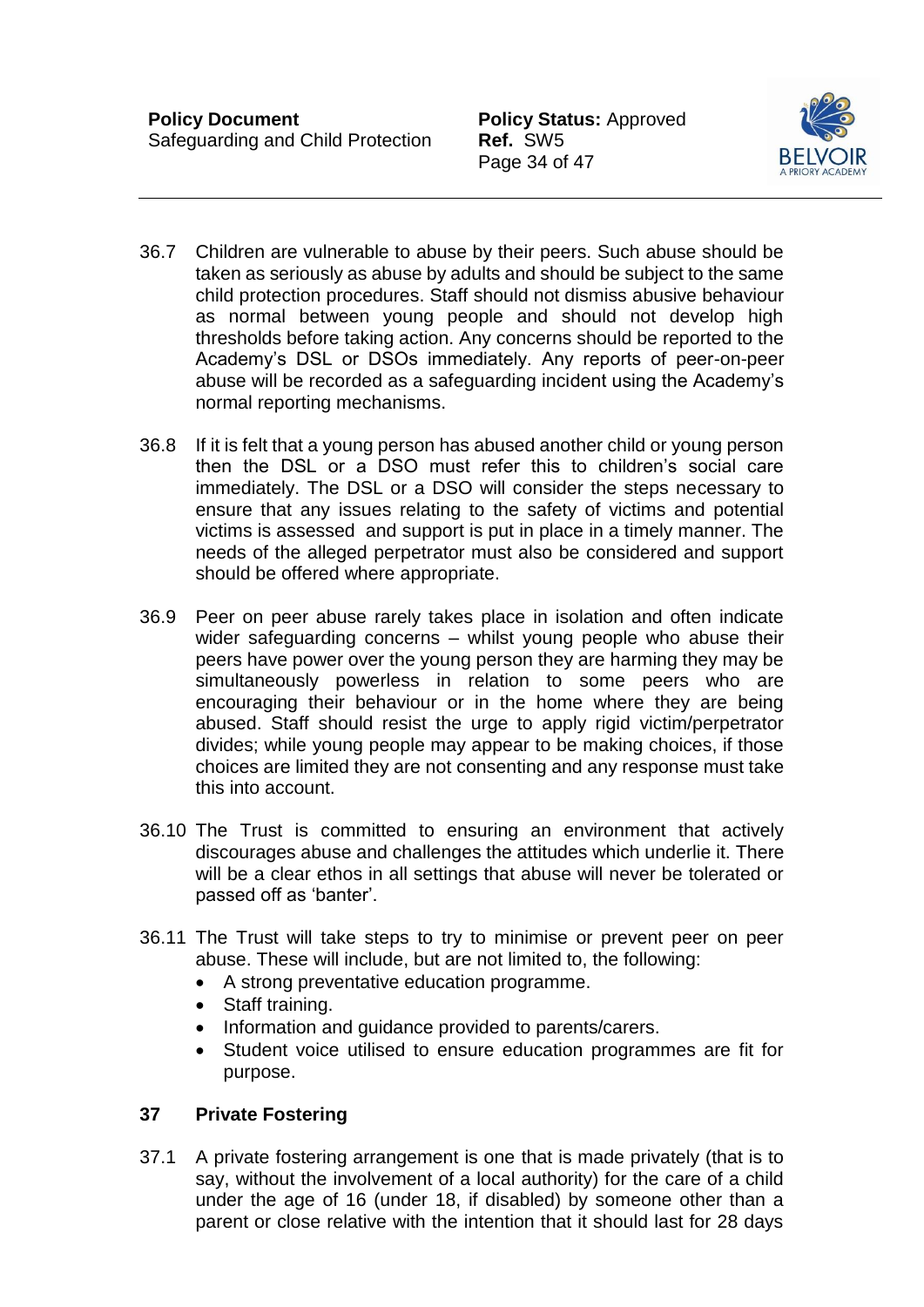36.7 Children are vulnerable to abuse by their peers. Such abuse should be taken as seriously as abuse by adults and should be subject to the same child protection procedures. Staff should not dismiss abusive behaviour as normal between young people and should not develop high thresholds before taking action. Any concerns should be reported to the Academy's DSL or DSOs immediately. Any reports of peer-on-peer abuse will be recorded as a safeguarding incident using the Academy's normal reporting mechanisms.

36.8 If it is felt that a young person has abused another child or young person then the DSL or a DSO must refer this to children's social care immediately. The DSL or a DSO will consider the steps necessary to ensure that any issues relating to the safety of victims and potential victims is assessed and support is put in place in a timely manner. The needs of the alleged perpetrator must also be considered and support should be offered where appropriate.

36.9 Peer on peer abuse rarely takes place in isolation and often indicate wider safeguarding concerns – whilst young people who abuse their peers have power over the young person they are harming they may be simultaneously powerless in relation to some peers who are encouraging their behaviour or in the home where they are being abused. Staff should resist the urge to apply rigid victim/perpetrator divides; while young people may appear to be making choices, if those choices are limited they are not consenting and any response must take this into account.

36.10 The Trust is committed to ensuring an environment that actively discourages abuse and challenges the attitudes which underlie it. There will be a clear ethos in all settings that abuse will never be tolerated or passed off as 'banter'.

36.11 The Trust will take steps to try to minimise or prevent peer on peer abuse. These will include, but are not limited to, the following:

- A strong preventative education programme.
- Staff training.
- Information and guidance provided to parents/carers.
- Student voice utilised to ensure education programmes are fit for purpose.

## 37 Private Fostering

37.1 A private fostering arrangement is one that is made privately (that is to say, without the involvement of a local authority) for the care of a child under the age of 16 (under 18, if disabled) by someone other than a parent or close relative with the intention that it should last for 28 days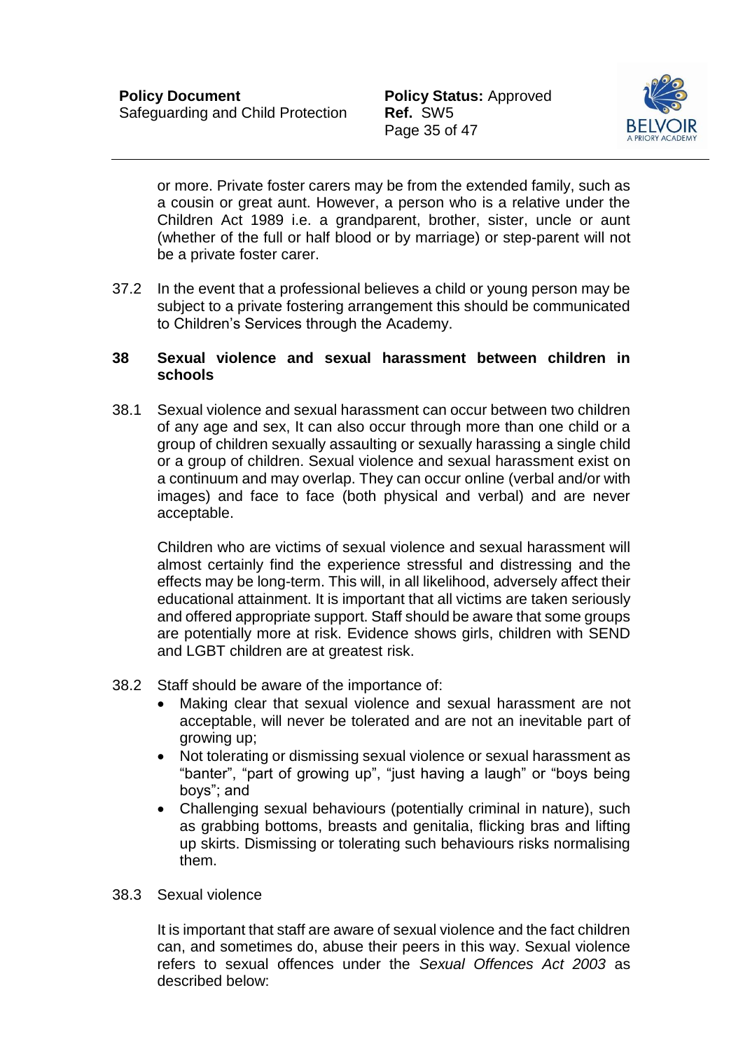or more. Private foster carers may be from the extended family, such as a cousin or great aunt. However, a person who is a relative under the Children Act 1989 i.e. a grandparent, brother, sister, uncle or aunt (whether of the full or half blood or by marriage) or step-parent will not be a private foster carer.

37.2 In the event that a professional believes a child or young person may be subject to a private fostering arrangement this should be communicated to Children's Services through the Academy.

## 38 Sexual violence and sexual harassment between children in schools

38.1 Sexual violence and sexual harassment can occur between two children of any age and sex, It can also occur through more than one child or a group of children sexually assaulting or sexually harassing a single child or a group of children. Sexual violence and sexual harassment exist on a continuum and may overlap. They can occur online (verbal and/or with images) and face to face (both physical and verbal) and are never acceptable.

Children who are victims of sexual violence and sexual harassment will almost certainly find the experience stressful and distressing and the effects may be long-term. This will, in all likelihood, adversely affect their educational attainment. It is important that all victims are taken seriously and offered appropriate support. Staff should be aware that some groups are potentially more at risk. Evidence shows girls, children with SEND and LGBT children are at greatest risk.

38.2 Staff should be aware of the importance of:

- Making clear that sexual violence and sexual harassment are not acceptable, will never be tolerated and are not an inevitable part of growing up;
- Not tolerating or dismissing sexual violence or sexual harassment as "banter", "part of growing up", "just having a laugh" or "boys being boys"; and
- Challenging sexual behaviours (potentially criminal in nature), such as grabbing bottoms, breasts and genitalia, flicking bras and lifting up skirts. Dismissing or tolerating such behaviours risks normalising them.

38.3 Sexual violence

It is important that staff are aware of sexual violence and the fact children can, and sometimes do, abuse their peers in this way. Sexual violence refers to sexual offences under the *Sexual Offences Act 2003* as described below: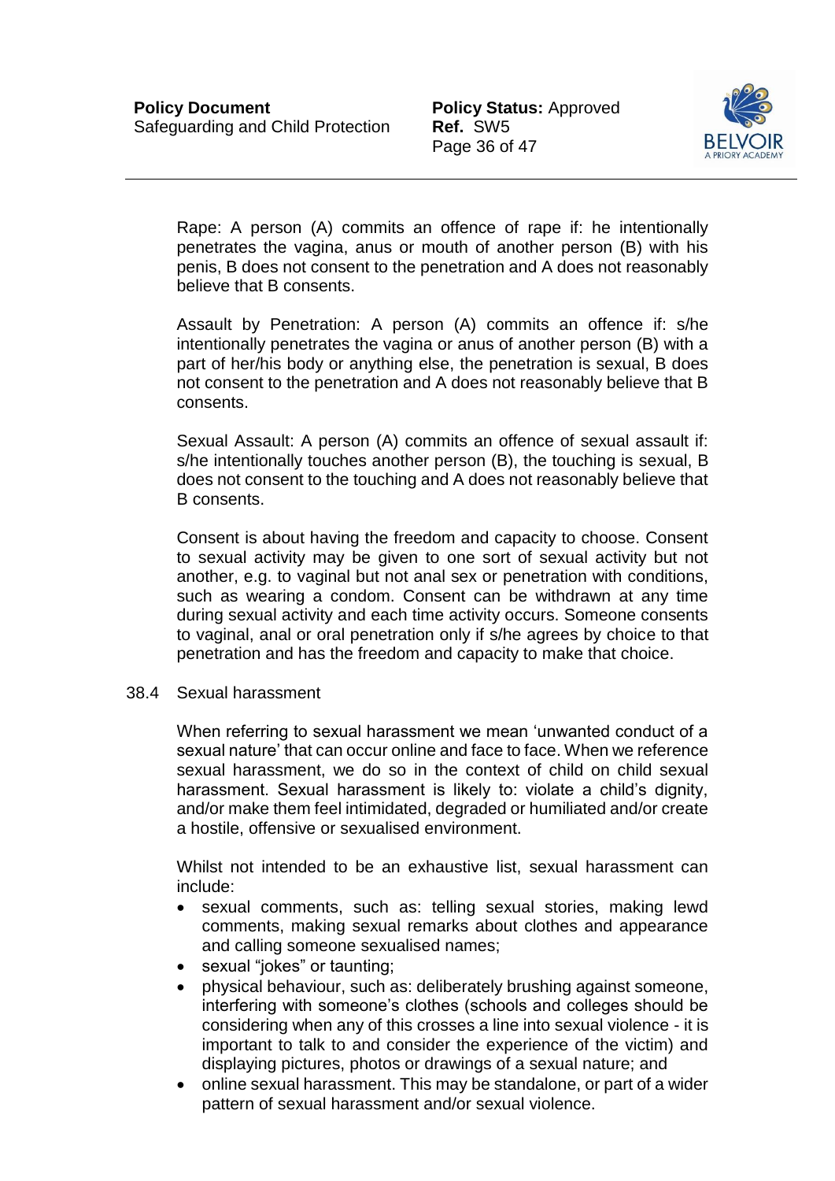Rape: A person (A) commits an offence of rape if: he intentionally penetrates the vagina, anus or mouth of another person (B) with his penis, B does not consent to the penetration and A does not reasonably believe that B consents.

Assault by Penetration: A person (A) commits an offence if: s/he intentionally penetrates the vagina or anus of another person (B) with a part of her/his body or anything else, the penetration is sexual, B does not consent to the penetration and A does not reasonably believe that B consents.

Sexual Assault: A person (A) commits an offence of sexual assault if: s/he intentionally touches another person (B), the touching is sexual, B does not consent to the touching and A does not reasonably believe that B consents.

Consent is about having the freedom and capacity to choose. Consent to sexual activity may be given to one sort of sexual activity but not another, e.g. to vaginal but not anal sex or penetration with conditions, such as wearing a condom. Consent can be withdrawn at any time during sexual activity and each time activity occurs. Someone consents to vaginal, anal or oral penetration only if s/he agrees by choice to that penetration and has the freedom and capacity to make that choice.

### 38.4 Sexual harassment

When referring to sexual harassment we mean 'unwanted conduct of a sexual nature' that can occur online and face to face. When we reference sexual harassment, we do so in the context of child on child sexual harassment. Sexual harassment is likely to: violate a child's dignity, and/or make them feel intimidated, degraded or humiliated and/or create a hostile, offensive or sexualised environment.

Whilst not intended to be an exhaustive list, sexual harassment can include:

- sexual comments, such as: telling sexual stories, making lewd comments, making sexual remarks about clothes and appearance and calling someone sexualised names;
- sexual "jokes" or taunting;
- physical behaviour, such as: deliberately brushing against someone, interfering with someone's clothes (schools and colleges should be considering when any of this crosses a line into sexual violence - it is important to talk to and consider the experience of the victim) and displaying pictures, photos or drawings of a sexual nature; and
- online sexual harassment. This may be standalone, or part of a wider pattern of sexual harassment and/or sexual violence.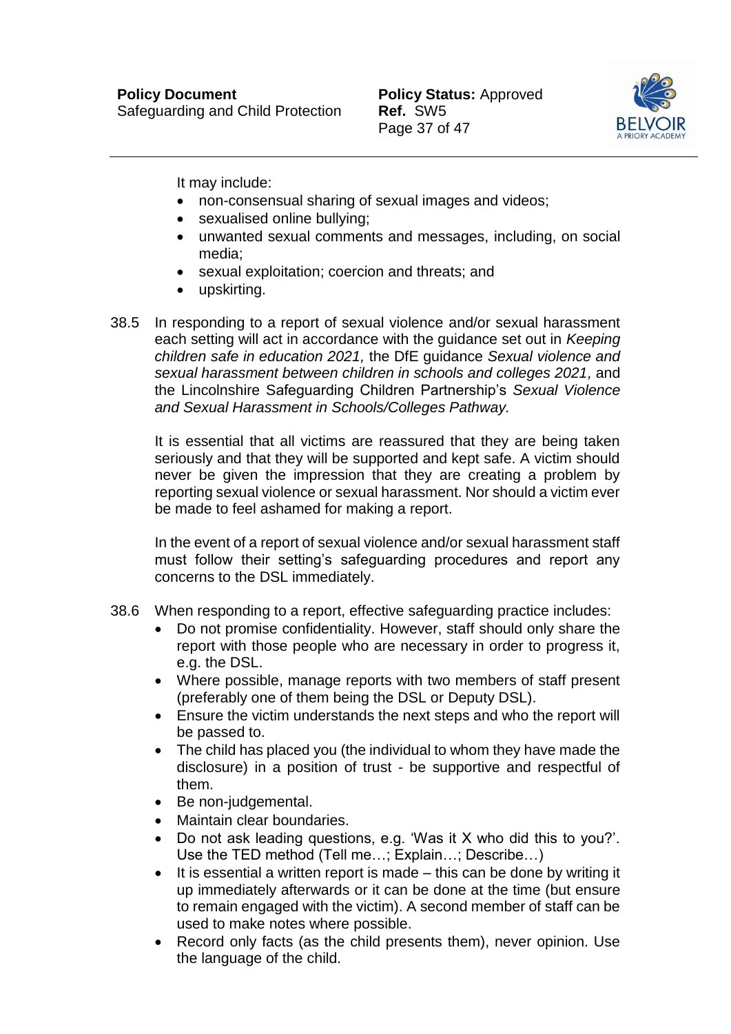It may include:

- non-consensual sharing of sexual images and videos;
- sexualised online bullying;
- unwanted sexual comments and messages, including, on social media;
- sexual exploitation; coercion and threats; and
- upskirting.

38.5 In responding to a report of sexual violence and/or sexual harassment each setting will act in accordance with the guidance set out in *Keeping children safe in education 2021,* the DfE guidance *Sexual violence and sexual harassment between children in schools and colleges 2021,* and the Lincolnshire Safeguarding Children Partnership's *Sexual Violence and Sexual Harassment in Schools/Colleges Pathway.*

It is essential that all victims are reassured that they are being taken seriously and that they will be supported and kept safe. A victim should never be given the impression that they are creating a problem by reporting sexual violence or sexual harassment. Nor should a victim ever be made to feel ashamed for making a report.

In the event of a report of sexual violence and/or sexual harassment staff must follow their setting's safeguarding procedures and report any concerns to the DSL immediately.

38.6 When responding to a report, effective safeguarding practice includes:

- Do not promise confidentiality. However, staff should only share the report with those people who are necessary in order to progress it, e.g. the DSL.
- Where possible, manage reports with two members of staff present (preferably one of them being the DSL or Deputy DSL).
- Ensure the victim understands the next steps and who the report will be passed to.
- The child has placed you (the individual to whom they have made the disclosure) in a position of trust - be supportive and respectful of them.
- Be non-judgemental.
- Maintain clear boundaries.
- Do not ask leading questions, e.g. 'Was it X who did this to you?'. Use the TED method (Tell me…; Explain…; Describe…)
- It is essential a written report is made – this can be done by writing it up immediately afterwards or it can be done at the time (but ensure to remain engaged with the victim). A second member of staff can be used to make notes where possible.
- Record only facts (as the child presents them), never opinion. Use the language of the child.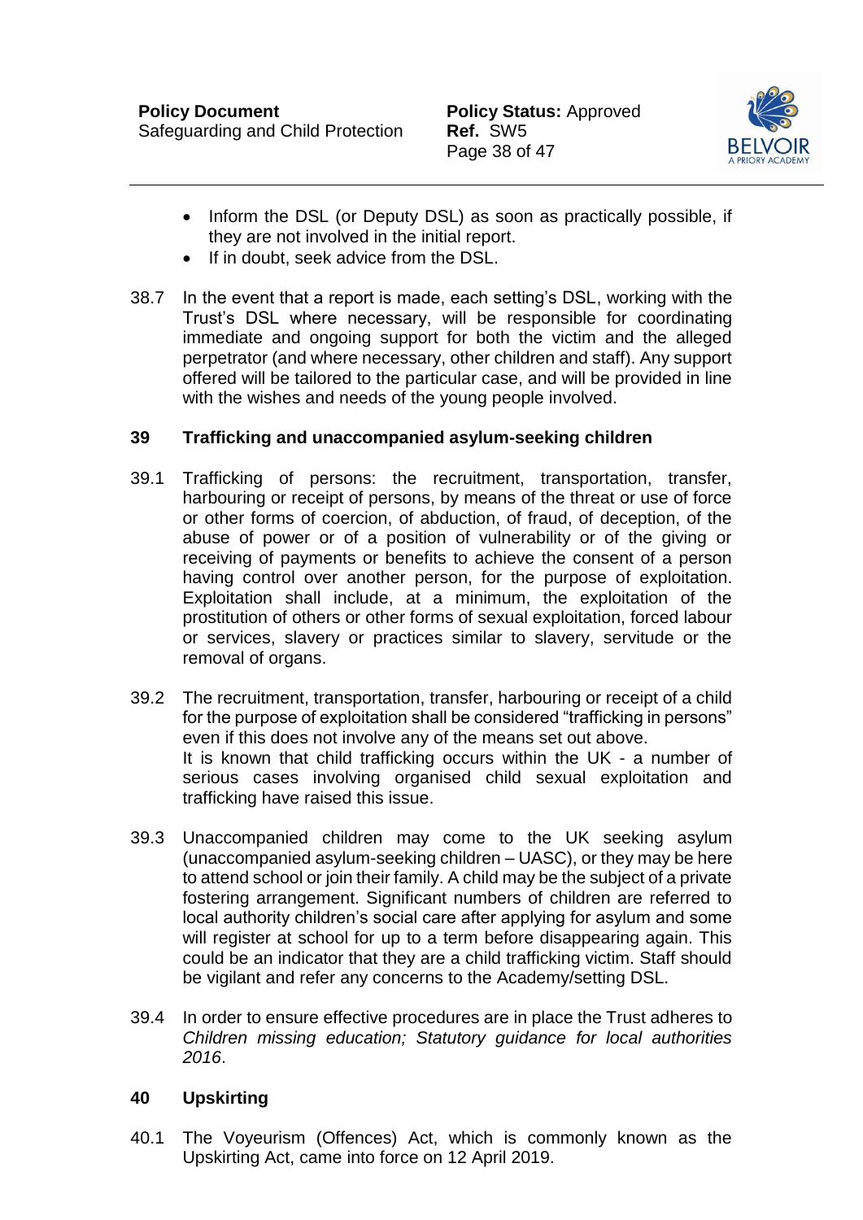- Inform the DSL (or Deputy DSL) as soon as practically possible, if they are not involved in the initial report.
- If in doubt, seek advice from the DSL.

38.7 In the event that a report is made, each setting's DSL, working with the Trust's DSL where necessary, will be responsible for coordinating immediate and ongoing support for both the victim and the alleged perpetrator (and where necessary, other children and staff). Any support offered will be tailored to the particular case, and will be provided in line with the wishes and needs of the young people involved.

## 39 Trafficking and unaccompanied asylum-seeking children

39.1 Trafficking of persons: the recruitment, transportation, transfer, harbouring or receipt of persons, by means of the threat or use of force or other forms of coercion, of abduction, of fraud, of deception, of the abuse of power or of a position of vulnerability or of the giving or receiving of payments or benefits to achieve the consent of a person having control over another person, for the purpose of exploitation. Exploitation shall include, at a minimum, the exploitation of the prostitution of others or other forms of sexual exploitation, forced labour or services, slavery or practices similar to slavery, servitude or the removal of organs.

39.2 The recruitment, transportation, transfer, harbouring or receipt of a child for the purpose of exploitation shall be considered "trafficking in persons" even if this does not involve any of the means set out above.
It is known that child trafficking occurs within the UK - a number of serious cases involving organised child sexual exploitation and trafficking have raised this issue.

39.3 Unaccompanied children may come to the UK seeking asylum (unaccompanied asylum-seeking children – UASC), or they may be here to attend school or join their family. A child may be the subject of a private fostering arrangement. Significant numbers of children are referred to local authority children's social care after applying for asylum and some will register at school for up to a term before disappearing again. This could be an indicator that they are a child trafficking victim. Staff should be vigilant and refer any concerns to the Academy/setting DSL.

39.4 In order to ensure effective procedures are in place the Trust adheres to *Children missing education; Statutory guidance for local authorities 2016*.

## 40 Upskirting

40.1 The Voyeurism (Offences) Act, which is commonly known as the Upskirting Act, came into force on 12 April 2019.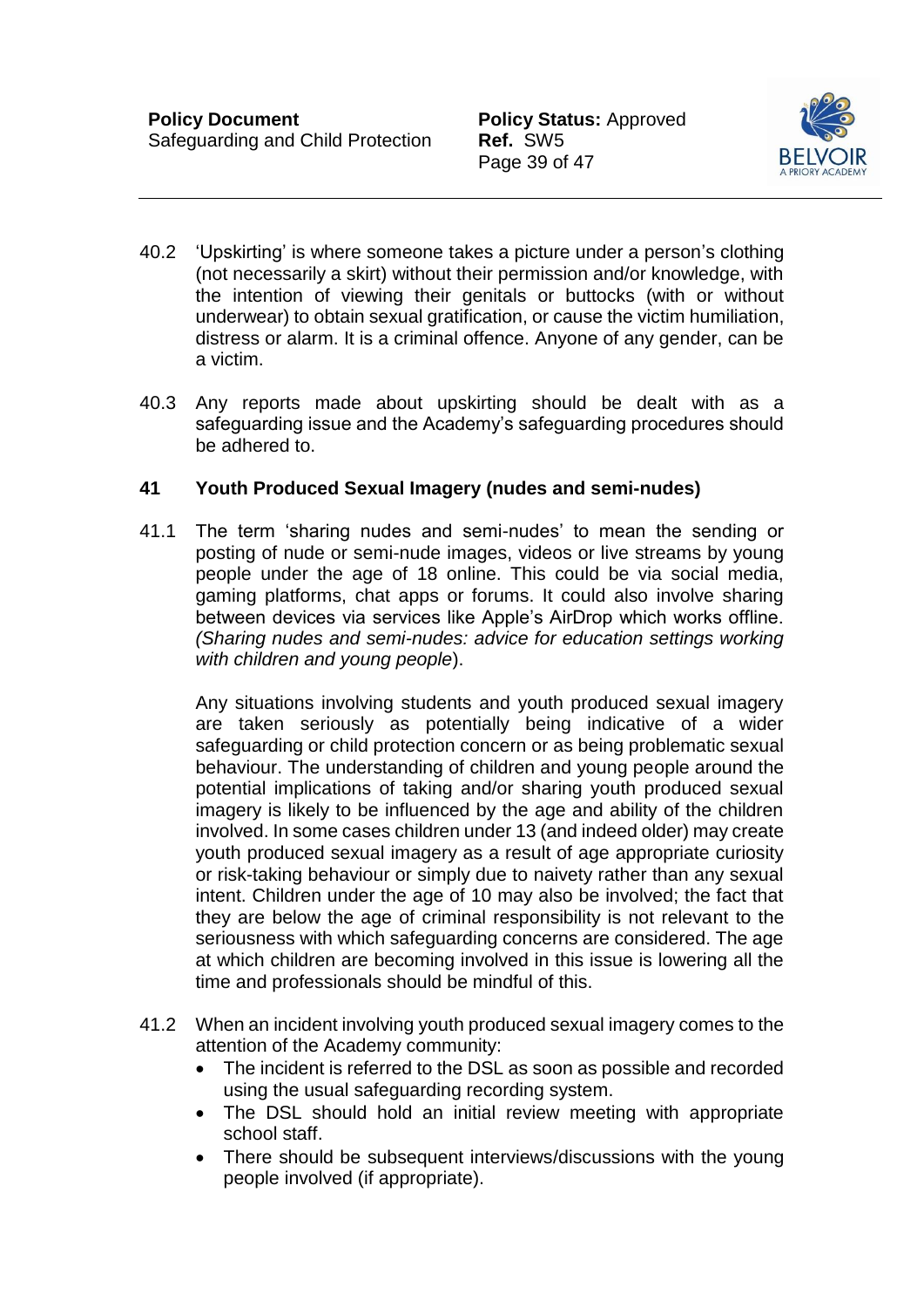40.2 'Upskirting' is where someone takes a picture under a person's clothing (not necessarily a skirt) without their permission and/or knowledge, with the intention of viewing their genitals or buttocks (with or without underwear) to obtain sexual gratification, or cause the victim humiliation, distress or alarm. It is a criminal offence. Anyone of any gender, can be a victim.

40.3 Any reports made about upskirting should be dealt with as a safeguarding issue and the Academy's safeguarding procedures should be adhered to.

## 41 Youth Produced Sexual Imagery (nudes and semi-nudes)

41.1 The term 'sharing nudes and semi-nudes' to mean the sending or posting of nude or semi-nude images, videos or live streams by young people under the age of 18 online. This could be via social media, gaming platforms, chat apps or forums. It could also involve sharing between devices via services like Apple's AirDrop which works offline. *(Sharing nudes and semi-nudes: advice for education settings working with children and young people*).

Any situations involving students and youth produced sexual imagery are taken seriously as potentially being indicative of a wider safeguarding or child protection concern or as being problematic sexual behaviour. The understanding of children and young people around the potential implications of taking and/or sharing youth produced sexual imagery is likely to be influenced by the age and ability of the children involved. In some cases children under 13 (and indeed older) may create youth produced sexual imagery as a result of age appropriate curiosity or risk-taking behaviour or simply due to naivety rather than any sexual intent. Children under the age of 10 may also be involved; the fact that they are below the age of criminal responsibility is not relevant to the seriousness with which safeguarding concerns are considered. The age at which children are becoming involved in this issue is lowering all the time and professionals should be mindful of this.

41.2 When an incident involving youth produced sexual imagery comes to the attention of the Academy community:

- The incident is referred to the DSL as soon as possible and recorded using the usual safeguarding recording system.
- The DSL should hold an initial review meeting with appropriate school staff.
- There should be subsequent interviews/discussions with the young people involved (if appropriate).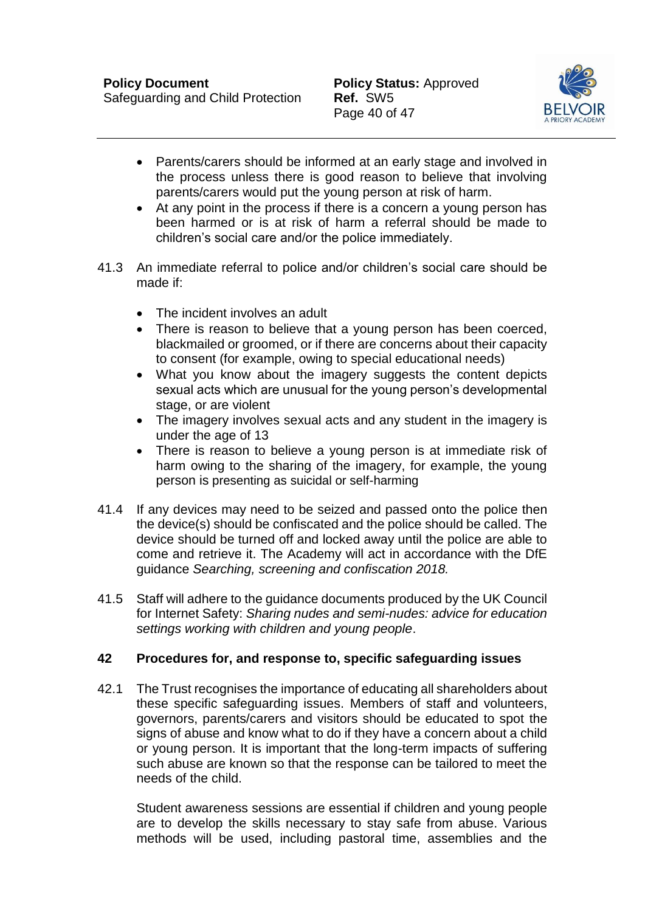- Parents/carers should be informed at an early stage and involved in the process unless there is good reason to believe that involving parents/carers would put the young person at risk of harm.
- At any point in the process if there is a concern a young person has been harmed or is at risk of harm a referral should be made to children's social care and/or the police immediately.

41.3 An immediate referral to police and/or children's social care should be made if:

- The incident involves an adult
- There is reason to believe that a young person has been coerced, blackmailed or groomed, or if there are concerns about their capacity to consent (for example, owing to special educational needs)
- What you know about the imagery suggests the content depicts sexual acts which are unusual for the young person's developmental stage, or are violent
- The imagery involves sexual acts and any student in the imagery is under the age of 13
- There is reason to believe a young person is at immediate risk of harm owing to the sharing of the imagery, for example, the young person is presenting as suicidal or self-harming

41.4 If any devices may need to be seized and passed onto the police then the device(s) should be confiscated and the police should be called. The device should be turned off and locked away until the police are able to come and retrieve it. The Academy will act in accordance with the DfE guidance *Searching, screening and confiscation 2018.*

41.5 Staff will adhere to the guidance documents produced by the UK Council for Internet Safety: *Sharing nudes and semi-nudes: advice for education settings working with children and young people*.

## 42 Procedures for, and response to, specific safeguarding issues

42.1 The Trust recognises the importance of educating all shareholders about these specific safeguarding issues. Members of staff and volunteers, governors, parents/carers and visitors should be educated to spot the signs of abuse and know what to do if they have a concern about a child or young person. It is important that the long-term impacts of suffering such abuse are known so that the response can be tailored to meet the needs of the child.

Student awareness sessions are essential if children and young people are to develop the skills necessary to stay safe from abuse. Various methods will be used, including pastoral time, assemblies and the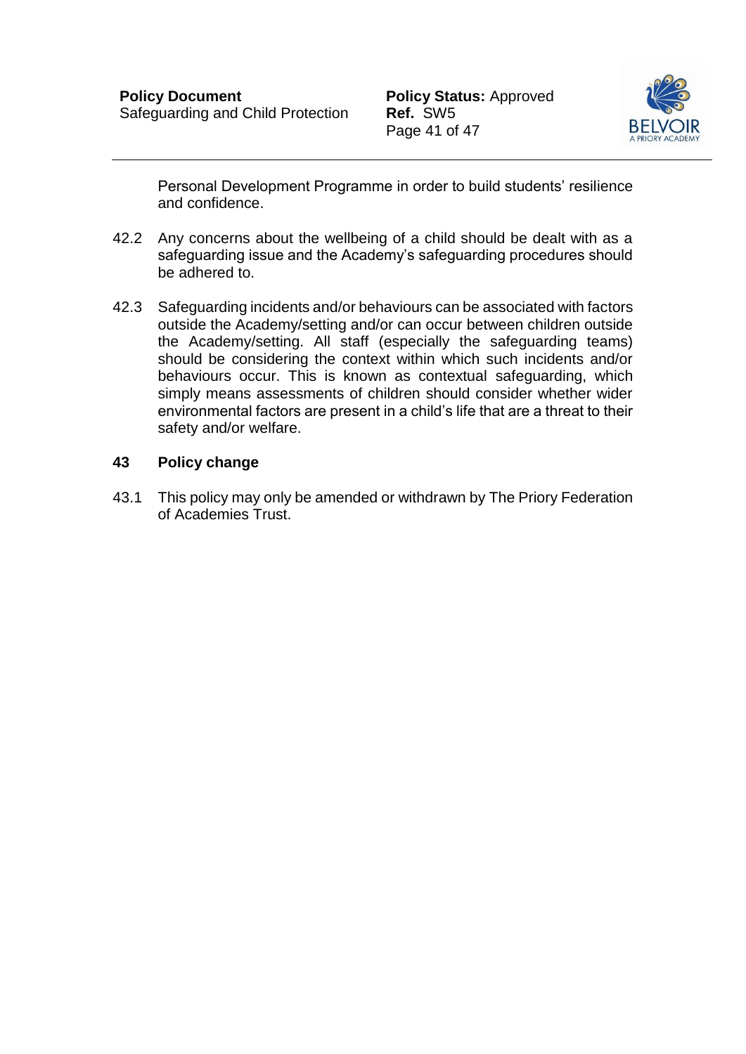Personal Development Programme in order to build students' resilience and confidence.

42.2 Any concerns about the wellbeing of a child should be dealt with as a safeguarding issue and the Academy's safeguarding procedures should be adhered to.

42.3 Safeguarding incidents and/or behaviours can be associated with factors outside the Academy/setting and/or can occur between children outside the Academy/setting. All staff (especially the safeguarding teams) should be considering the context within which such incidents and/or behaviours occur. This is known as contextual safeguarding, which simply means assessments of children should consider whether wider environmental factors are present in a child's life that are a threat to their safety and/or welfare.

## 43 Policy change

43.1 This policy may only be amended or withdrawn by The Priory Federation of Academies Trust.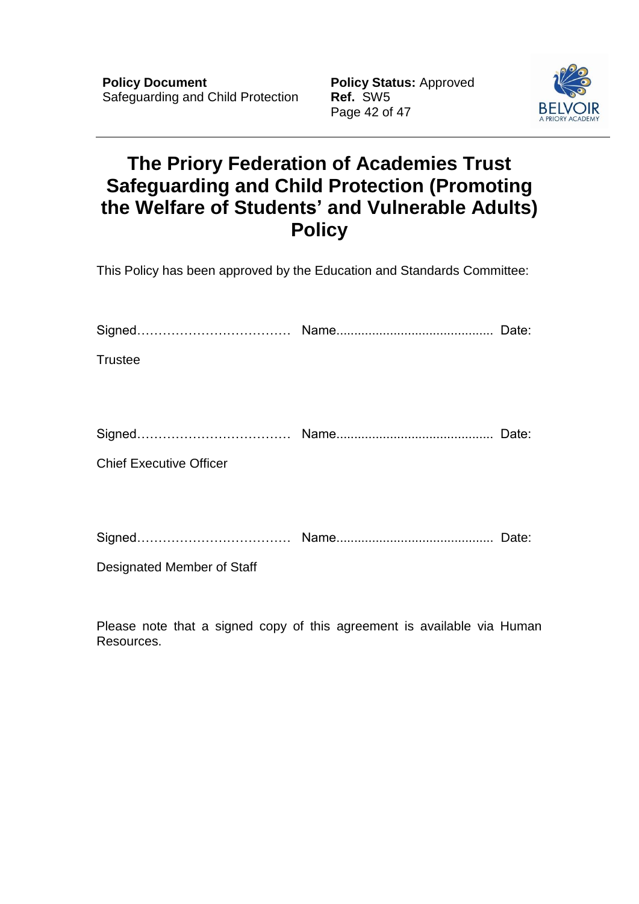# The Priory Federation of Academies Trust Safeguarding and Child Protection (Promoting the Welfare of Students' and Vulnerable Adults) Policy

This Policy has been approved by the Education and Standards Committee:

Signed……………………………… Name........................................... Date:

Trustee

Signed……………………………… Name........................................... Date:

Chief Executive Officer

Signed……………………………… Name........................................... Date:

Designated Member of Staff

Please note that a signed copy of this agreement is available via Human Resources.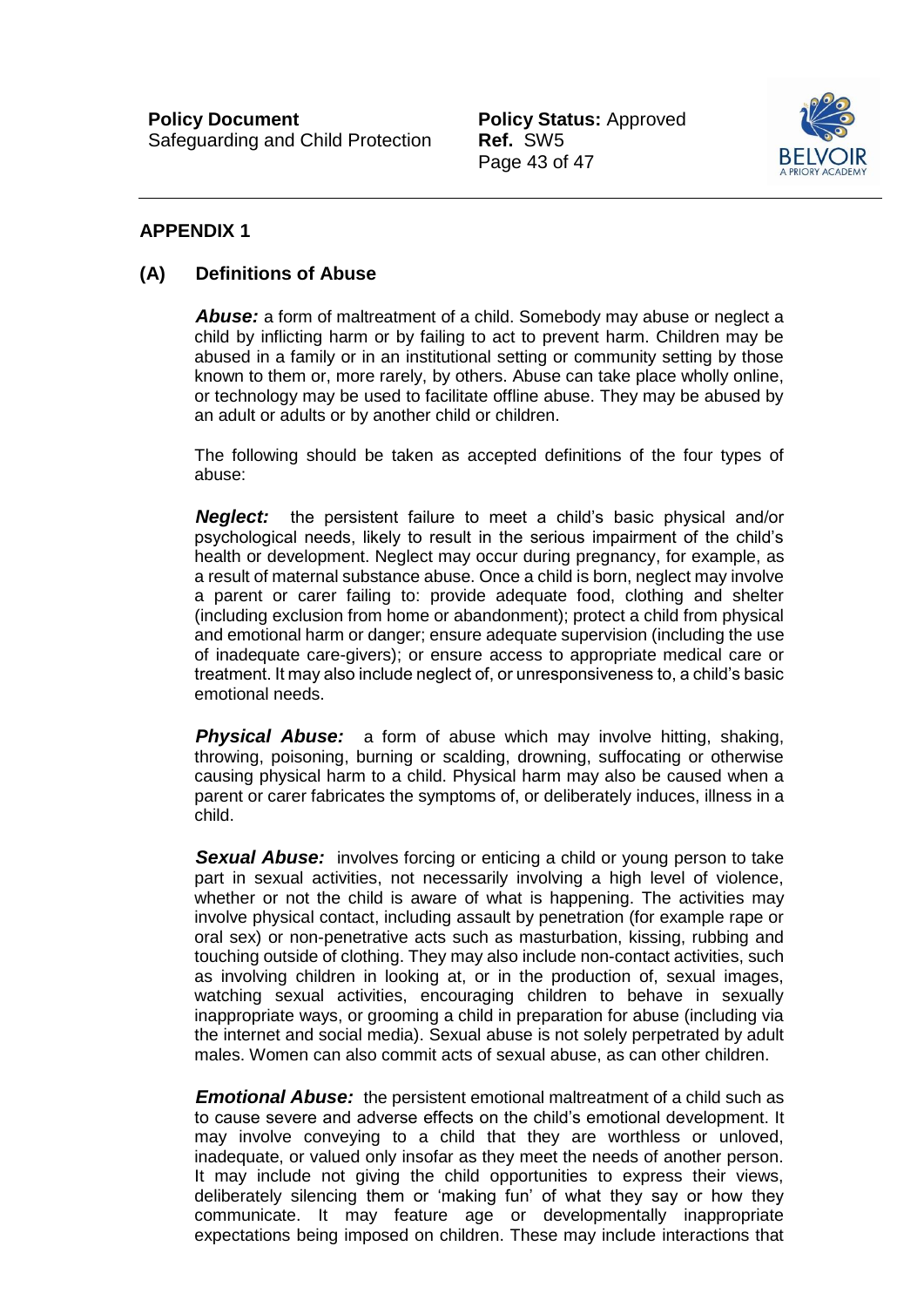## APPENDIX 1

### (A) Definitions of Abuse

***Abuse:*** a form of maltreatment of a child. Somebody may abuse or neglect a child by inflicting harm or by failing to act to prevent harm. Children may be abused in a family or in an institutional setting or community setting by those known to them or, more rarely, by others. Abuse can take place wholly online, or technology may be used to facilitate offline abuse. They may be abused by an adult or adults or by another child or children.

The following should be taken as accepted definitions of the four types of abuse:

***Neglect:*** the persistent failure to meet a child's basic physical and/or psychological needs, likely to result in the serious impairment of the child's health or development. Neglect may occur during pregnancy, for example, as a result of maternal substance abuse. Once a child is born, neglect may involve a parent or carer failing to: provide adequate food, clothing and shelter (including exclusion from home or abandonment); protect a child from physical and emotional harm or danger; ensure adequate supervision (including the use of inadequate care-givers); or ensure access to appropriate medical care or treatment. It may also include neglect of, or unresponsiveness to, a child's basic emotional needs.

***Physical Abuse:*** a form of abuse which may involve hitting, shaking, throwing, poisoning, burning or scalding, drowning, suffocating or otherwise causing physical harm to a child. Physical harm may also be caused when a parent or carer fabricates the symptoms of, or deliberately induces, illness in a child.

***Sexual Abuse:*** involves forcing or enticing a child or young person to take part in sexual activities, not necessarily involving a high level of violence, whether or not the child is aware of what is happening. The activities may involve physical contact, including assault by penetration (for example rape or oral sex) or non-penetrative acts such as masturbation, kissing, rubbing and touching outside of clothing. They may also include non-contact activities, such as involving children in looking at, or in the production of, sexual images, watching sexual activities, encouraging children to behave in sexually inappropriate ways, or grooming a child in preparation for abuse (including via the internet and social media). Sexual abuse is not solely perpetrated by adult males. Women can also commit acts of sexual abuse, as can other children.

***Emotional Abuse:*** the persistent emotional maltreatment of a child such as to cause severe and adverse effects on the child's emotional development. It may involve conveying to a child that they are worthless or unloved, inadequate, or valued only insofar as they meet the needs of another person. It may include not giving the child opportunities to express their views, deliberately silencing them or 'making fun' of what they say or how they communicate. It may feature age or developmentally inappropriate expectations being imposed on children. These may include interactions that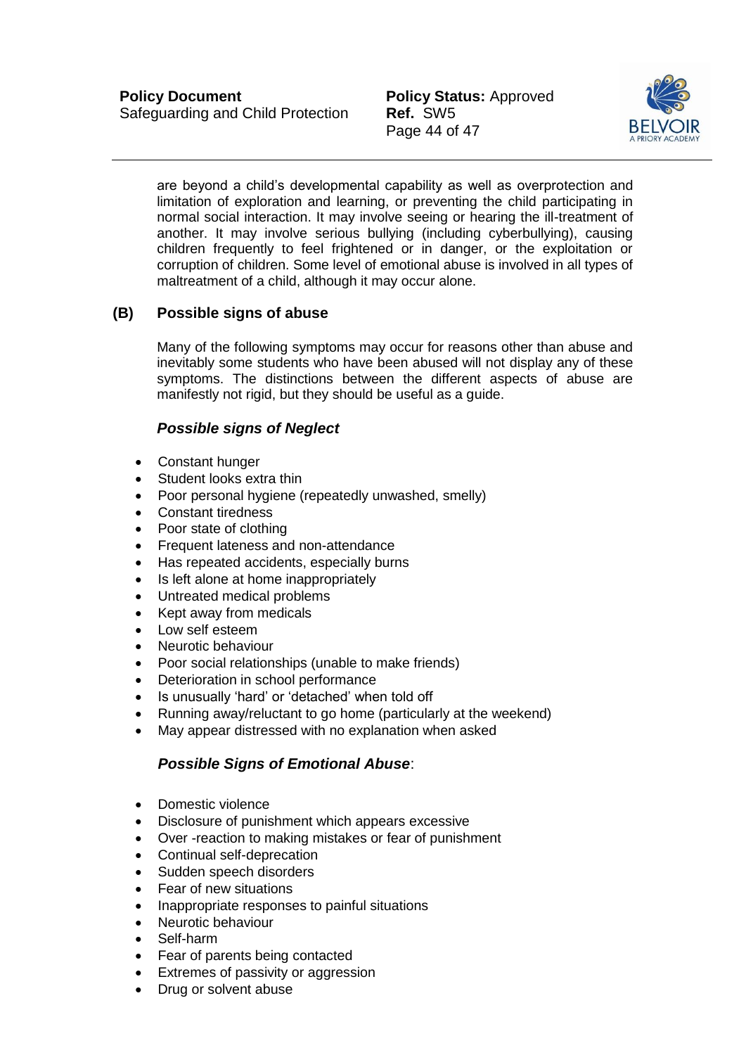are beyond a child's developmental capability as well as overprotection and limitation of exploration and learning, or preventing the child participating in normal social interaction. It may involve seeing or hearing the ill-treatment of another. It may involve serious bullying (including cyberbullying), causing children frequently to feel frightened or in danger, or the exploitation or corruption of children. Some level of emotional abuse is involved in all types of maltreatment of a child, although it may occur alone.

## (B) Possible signs of abuse

Many of the following symptoms may occur for reasons other than abuse and inevitably some students who have been abused will not display any of these symptoms. The distinctions between the different aspects of abuse are manifestly not rigid, but they should be useful as a guide.

### *Possible signs of Neglect*

- Constant hunger
- Student looks extra thin
- Poor personal hygiene (repeatedly unwashed, smelly)
- Constant tiredness
- Poor state of clothing
- Frequent lateness and non-attendance
- Has repeated accidents, especially burns
- Is left alone at home inappropriately
- Untreated medical problems
- Kept away from medicals
- Low self esteem
- Neurotic behaviour
- Poor social relationships (unable to make friends)
- Deterioration in school performance
- Is unusually 'hard' or 'detached' when told off
- Running away/reluctant to go home (particularly at the weekend)
- May appear distressed with no explanation when asked

### *Possible Signs of Emotional Abuse*:

- Domestic violence
- Disclosure of punishment which appears excessive
- Over -reaction to making mistakes or fear of punishment
- Continual self-deprecation
- Sudden speech disorders
- Fear of new situations
- Inappropriate responses to painful situations
- Neurotic behaviour
- Self-harm
- Fear of parents being contacted
- Extremes of passivity or aggression
- Drug or solvent abuse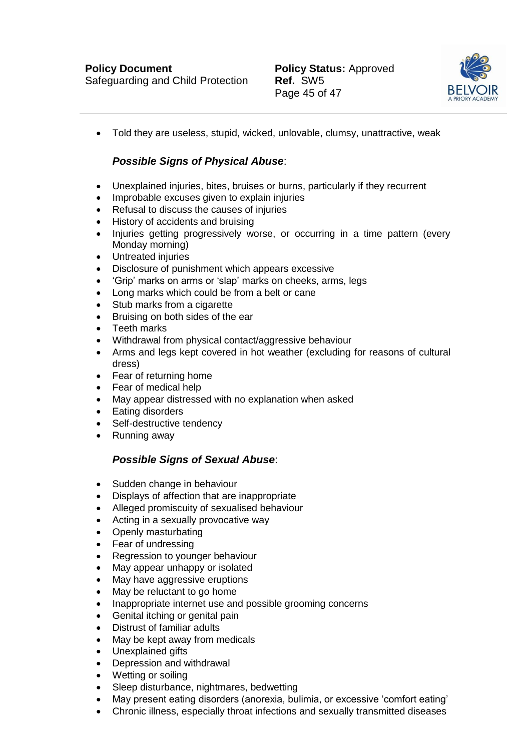- Told they are useless, stupid, wicked, unlovable, clumsy, unattractive, weak

***Possible Signs of Physical Abuse***:

- Unexplained injuries, bites, bruises or burns, particularly if they recurrent
- Improbable excuses given to explain injuries
- Refusal to discuss the causes of injuries
- History of accidents and bruising
- Injuries getting progressively worse, or occurring in a time pattern (every Monday morning)
- Untreated injuries
- Disclosure of punishment which appears excessive
- 'Grip' marks on arms or 'slap' marks on cheeks, arms, legs
- Long marks which could be from a belt or cane
- Stub marks from a cigarette
- Bruising on both sides of the ear
- Teeth marks
- Withdrawal from physical contact/aggressive behaviour
- Arms and legs kept covered in hot weather (excluding for reasons of cultural dress)
- Fear of returning home
- Fear of medical help
- May appear distressed with no explanation when asked
- Eating disorders
- Self-destructive tendency
- Running away

***Possible Signs of Sexual Abuse***:

- Sudden change in behaviour
- Displays of affection that are inappropriate
- Alleged promiscuity of sexualised behaviour
- Acting in a sexually provocative way
- Openly masturbating
- Fear of undressing
- Regression to younger behaviour
- May appear unhappy or isolated
- May have aggressive eruptions
- May be reluctant to go home
- Inappropriate internet use and possible grooming concerns
- Genital itching or genital pain
- Distrust of familiar adults
- May be kept away from medicals
- Unexplained gifts
- Depression and withdrawal
- Wetting or soiling
- Sleep disturbance, nightmares, bedwetting
- May present eating disorders (anorexia, bulimia, or excessive 'comfort eating'
- Chronic illness, especially throat infections and sexually transmitted diseases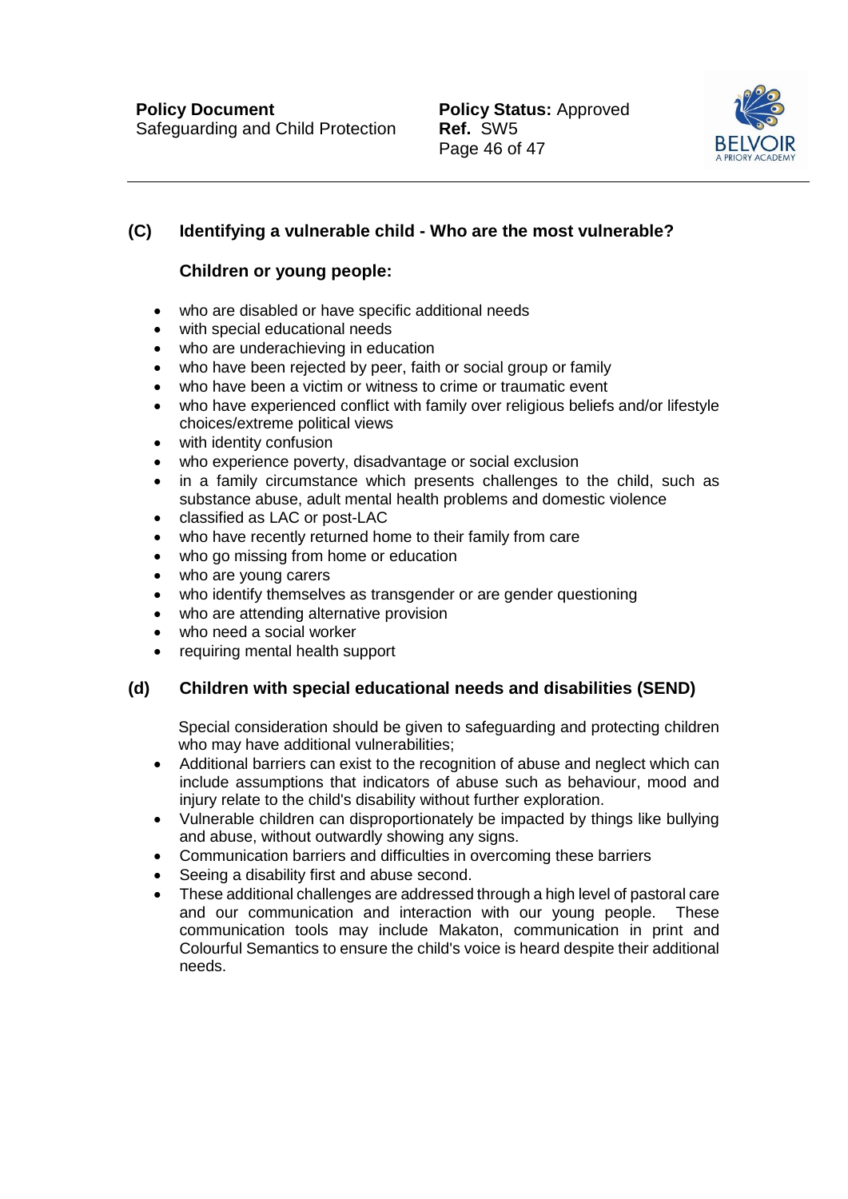## (C) Identifying a vulnerable child - Who are the most vulnerable?

### Children or young people:

- who are disabled or have specific additional needs
- with special educational needs
- who are underachieving in education
- who have been rejected by peer, faith or social group or family
- who have been a victim or witness to crime or traumatic event
- who have experienced conflict with family over religious beliefs and/or lifestyle choices/extreme political views
- with identity confusion
- who experience poverty, disadvantage or social exclusion
- in a family circumstance which presents challenges to the child, such as substance abuse, adult mental health problems and domestic violence
- classified as LAC or post-LAC
- who have recently returned home to their family from care
- who go missing from home or education
- who are young carers
- who identify themselves as transgender or are gender questioning
- who are attending alternative provision
- who need a social worker
- requiring mental health support

## (d) Children with special educational needs and disabilities (SEND)

Special consideration should be given to safeguarding and protecting children who may have additional vulnerabilities;

- Additional barriers can exist to the recognition of abuse and neglect which can include assumptions that indicators of abuse such as behaviour, mood and injury relate to the child's disability without further exploration.
- Vulnerable children can disproportionately be impacted by things like bullying and abuse, without outwardly showing any signs.
- Communication barriers and difficulties in overcoming these barriers
- Seeing a disability first and abuse second.
- These additional challenges are addressed through a high level of pastoral care and our communication and interaction with our young people. These communication tools may include Makaton, communication in print and Colourful Semantics to ensure the child's voice is heard despite their additional needs.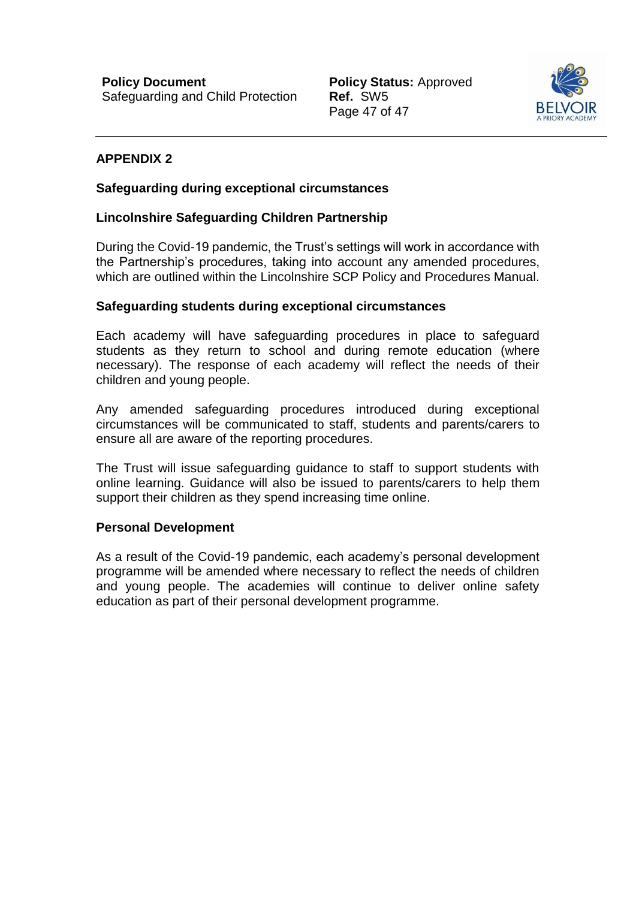## APPENDIX 2

### Safeguarding during exceptional circumstances

### Lincolnshire Safeguarding Children Partnership

During the Covid-19 pandemic, the Trust's settings will work in accordance with the Partnership's procedures, taking into account any amended procedures, which are outlined within the Lincolnshire SCP Policy and Procedures Manual.

### Safeguarding students during exceptional circumstances

Each academy will have safeguarding procedures in place to safeguard students as they return to school and during remote education (where necessary). The response of each academy will reflect the needs of their children and young people.

Any amended safeguarding procedures introduced during exceptional circumstances will be communicated to staff, students and parents/carers to ensure all are aware of the reporting procedures.

The Trust will issue safeguarding guidance to staff to support students with online learning. Guidance will also be issued to parents/carers to help them support their children as they spend increasing time online.

### Personal Development

As a result of the Covid-19 pandemic, each academy's personal development programme will be amended where necessary to reflect the needs of children and young people. The academies will continue to deliver online safety education as part of their personal development programme.